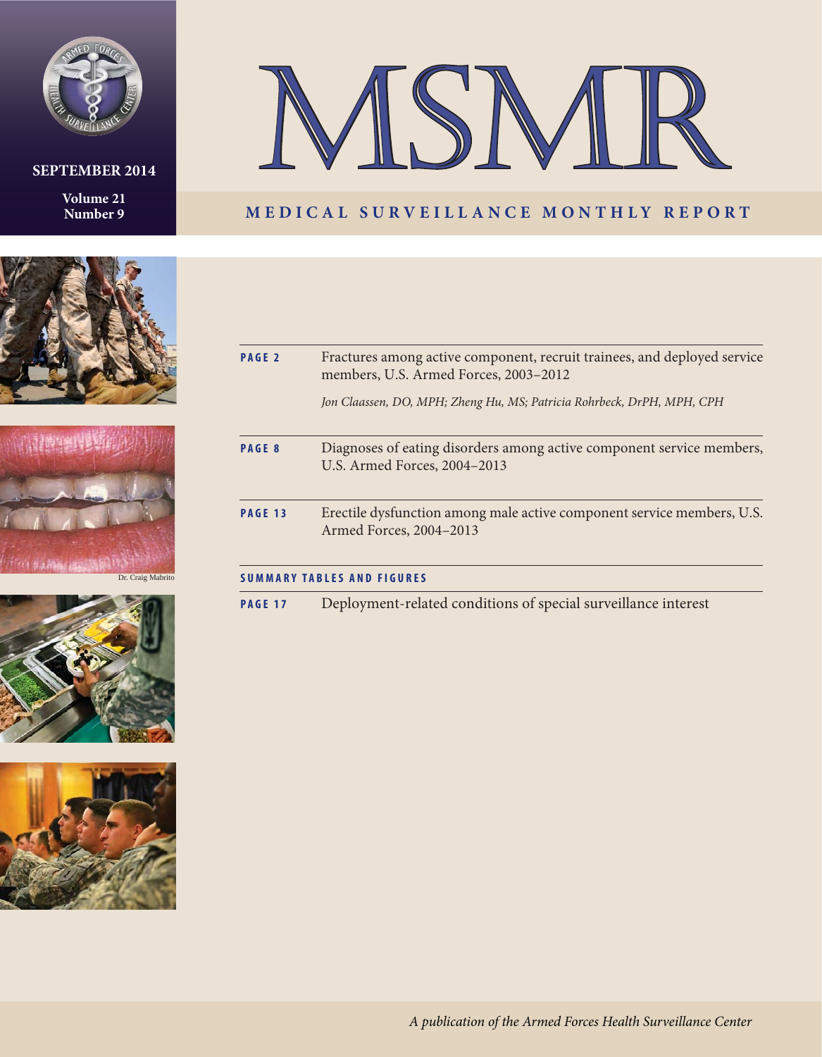SEPTEMBER 2014

Volume 21
Number 9

# MSMR

## MEDICAL SURVEILLANCE MONTHLY REPORT

Dr. Craig Mabrito

**PAGE 2** Fractures among active component, recruit trainees, and deployed service members, U.S. Armed Forces, 2003–2012

*Jon Claassen, DO, MPH; Zheng Hu, MS; Patricia Rohrbeck, DrPH, MPH, CPH*

**PAGE 8** Diagnoses of eating disorders among active component service members, U.S. Armed Forces, 2004–2013

**PAGE 13** Erectile dysfunction among male active component service members, U.S. Armed Forces, 2004–2013

**SUMMARY TABLES AND FIGURES**

**PAGE 17** Deployment-related conditions of special surveillance interest

*A publication of the Armed Forces Health Surveillance Center*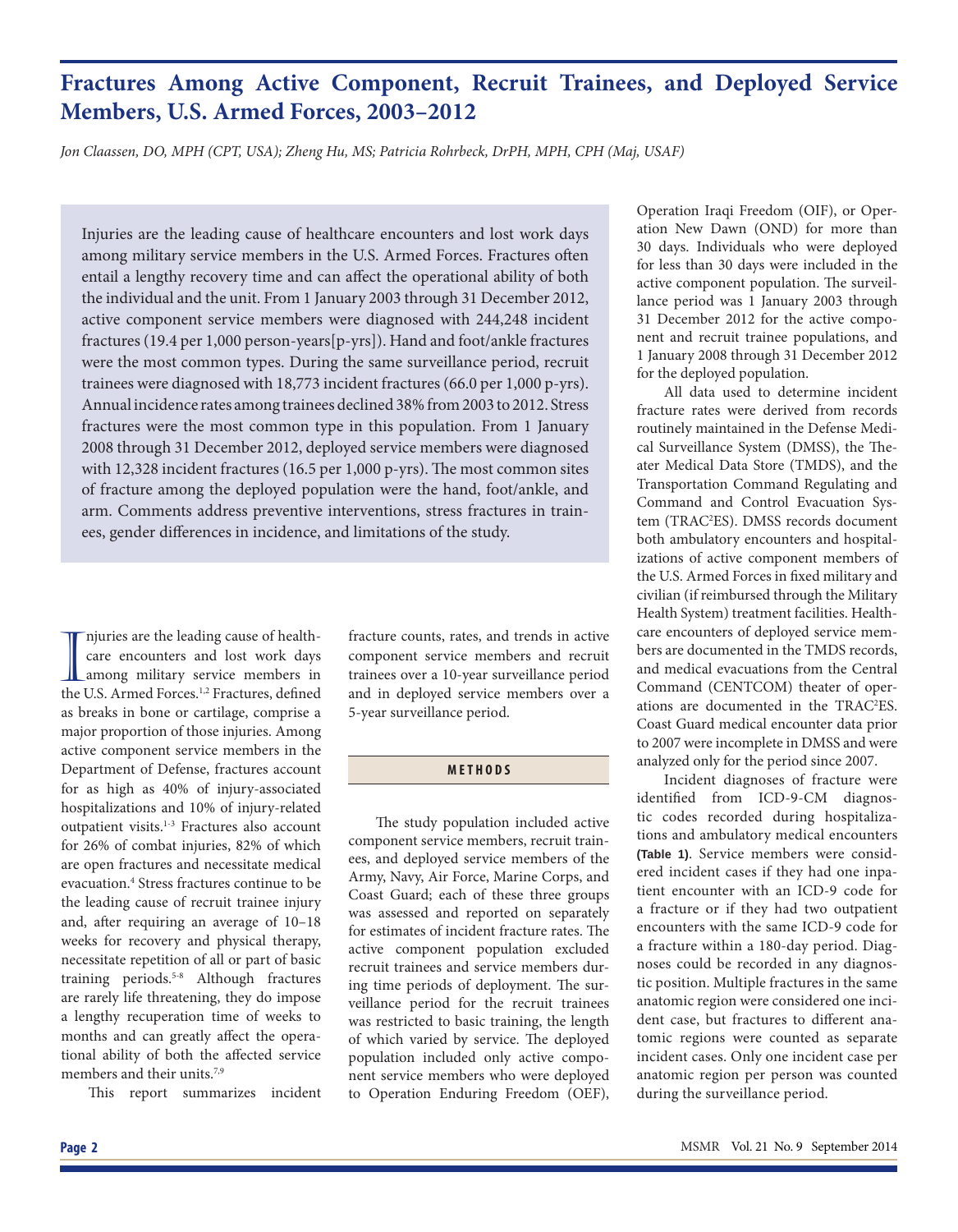# Fractures Among Active Component, Recruit Trainees, and Deployed Service Members, U.S. Armed Forces, 2003–2012

*Jon Claassen, DO, MPH (CPT, USA); Zheng Hu, MS; Patricia Rohrbeck, DrPH, MPH, CPH (Maj, USAF)*

Injuries are the leading cause of healthcare encounters and lost work days among military service members in the U.S. Armed Forces. Fractures often entail a lengthy recovery time and can affect the operational ability of both the individual and the unit. From 1 January 2003 through 31 December 2012, active component service members were diagnosed with 244,248 incident fractures (19.4 per 1,000 person-years[p-yrs]). Hand and foot/ankle fractures were the most common types. During the same surveillance period, recruit trainees were diagnosed with 18,773 incident fractures (66.0 per 1,000 p-yrs). Annual incidence rates among trainees declined 38% from 2003 to 2012. Stress fractures were the most common type in this population. From 1 January 2008 through 31 December 2012, deployed service members were diagnosed with 12,328 incident fractures (16.5 per 1,000 p-yrs). The most common sites of fracture among the deployed population were the hand, foot/ankle, and arm. Comments address preventive interventions, stress fractures in trainees, gender differences in incidence, and limitations of the study.

Injuries are the leading cause of healthcare encounters and lost work days among military service members in the U.S. Armed Forces.[1,2] Fractures, defined as breaks in bone or cartilage, comprise a major proportion of those injuries. Among active component service members in the Department of Defense, fractures account for as high as 40% of injury-associated hospitalizations and 10% of injury-related outpatient visits.[1-3] Fractures also account for 26% of combat injuries, 82% of which are open fractures and necessitate medical evacuation.[4] Stress fractures continue to be the leading cause of recruit trainee injury and, after requiring an average of 10–18 weeks for recovery and physical therapy, necessitate repetition of all or part of basic training periods.[5-8] Although fractures are rarely life threatening, they do impose a lengthy recuperation time of weeks to months and can greatly affect the operational ability of both the affected service members and their units.[7,9]

This report summarizes incident fracture counts, rates, and trends in active component service members and recruit trainees over a 10-year surveillance period and in deployed service members over a 5-year surveillance period.

## METHODS

The study population included active component service members, recruit trainees, and deployed service members of the Army, Navy, Air Force, Marine Corps, and Coast Guard; each of these three groups was assessed and reported on separately for estimates of incident fracture rates. The active component population excluded recruit trainees and service members during time periods of deployment. The surveillance period for the recruit trainees was restricted to basic training, the length of which varied by service. The deployed population included only active component service members who were deployed to Operation Enduring Freedom (OEF), Operation Iraqi Freedom (OIF), or Operation New Dawn (OND) for more than 30 days. Individuals who were deployed for less than 30 days were included in the active component population. The surveillance period was 1 January 2003 through 31 December 2012 for the active component and recruit trainee populations, and 1 January 2008 through 31 December 2012 for the deployed population.

All data used to determine incident fracture rates were derived from records routinely maintained in the Defense Medical Surveillance System (DMSS), the Theater Medical Data Store (TMDS), and the Transportation Command Regulating and Command and Control Evacuation System (TRAC$^2$ES). DMSS records document both ambulatory encounters and hospitalizations of active component members of the U.S. Armed Forces in fixed military and civilian (if reimbursed through the Military Health System) treatment facilities. Healthcare encounters of deployed service members are documented in the TMDS records, and medical evacuations from the Central Command (CENTCOM) theater of operations are documented in the TRAC$^2$ES. Coast Guard medical encounter data prior to 2007 were incomplete in DMSS and were analyzed only for the period since 2007.

Incident diagnoses of fracture were identified from ICD-9-CM diagnostic codes recorded during hospitalizations and ambulatory medical encounters **(Table 1)**. Service members were considered incident cases if they had one inpatient encounter with an ICD-9 code for a fracture or if they had two outpatient encounters with the same ICD-9 code for a fracture within a 180-day period. Diagnoses could be recorded in any diagnostic position. Multiple fractures in the same anatomic region were considered one incident case, but fractures to different anatomic regions were counted as separate incident cases. Only one incident case per anatomic region per person was counted during the surveillance period.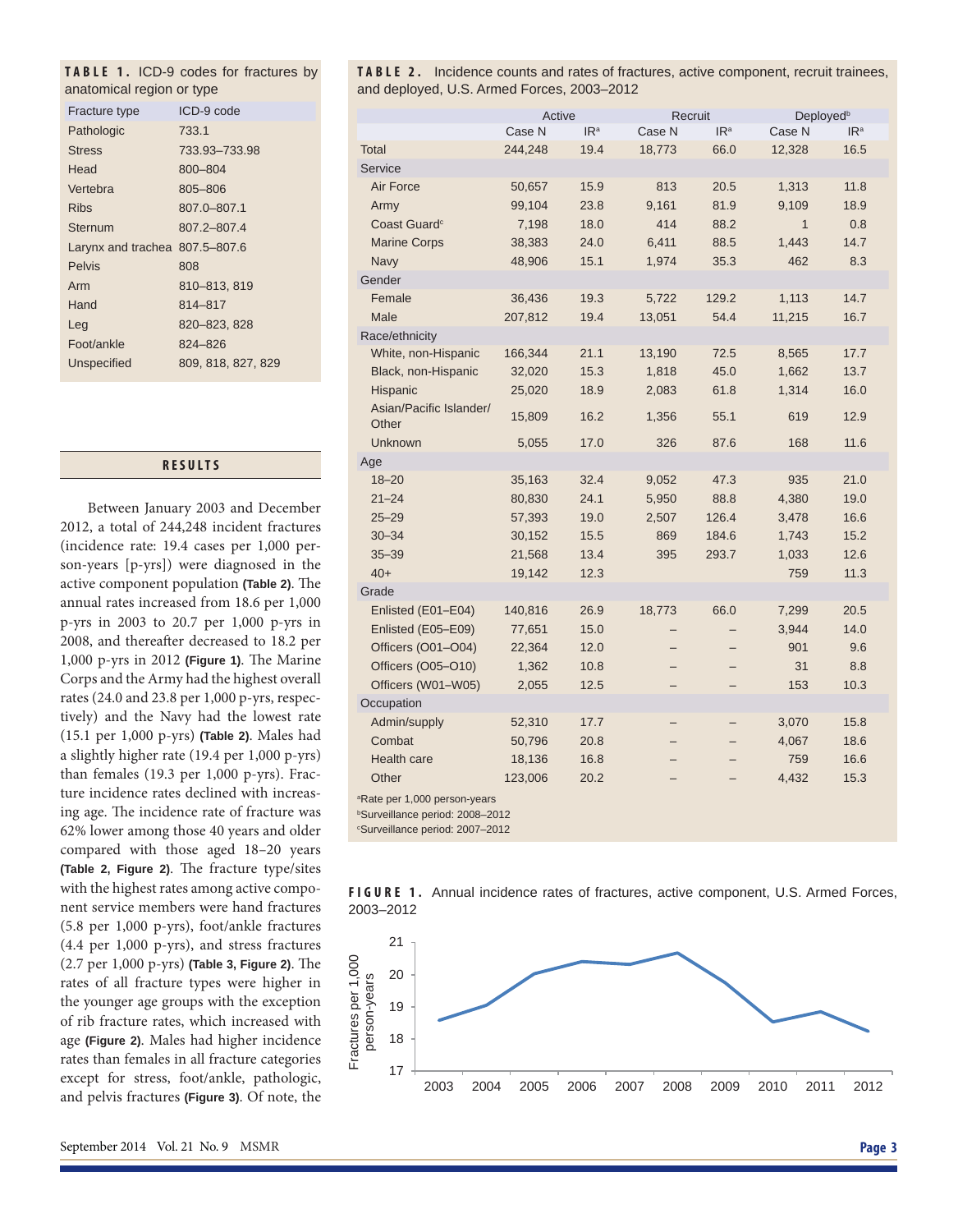**TABLE 1.** ICD-9 codes for fractures by anatomical region or type

| Fracture type | ICD-9 code |
|---|---|
| Pathologic | 733.1 |
| Stress | 733.93–733.98 |
| Head | 800–804 |
| Vertebra | 805–806 |
| Ribs | 807.0–807.1 |
| Sternum | 807.2–807.4 |
| Larynx and trachea | 807.5–807.6 |
| Pelvis | 808 |
| Arm | 810–813, 819 |
| Hand | 814–817 |
| Leg | 820–823, 828 |
| Foot/ankle | 824–826 |
| Unspecified | 809, 818, 827, 829 |

## RESULTS

Between January 2003 and December 2012, a total of 244,248 incident fractures (incidence rate: 19.4 cases per 1,000 person-years [p-yrs]) were diagnosed in the active component population **(Table 2)**. The annual rates increased from 18.6 per 1,000 p-yrs in 2003 to 20.7 per 1,000 p-yrs in 2008, and thereafter decreased to 18.2 per 1,000 p-yrs in 2012 **(Figure 1)**. The Marine Corps and the Army had the highest overall rates (24.0 and 23.8 per 1,000 p-yrs, respectively) and the Navy had the lowest rate (15.1 per 1,000 p-yrs) **(Table 2)**. Males had a slightly higher rate (19.4 per 1,000 p-yrs) than females (19.3 per 1,000 p-yrs). Fracture incidence rates declined with increasing age. The incidence rate of fracture was 62% lower among those 40 years and older compared with those aged 18–20 years **(Table 2, Figure 2)**. The fracture type/sites with the highest rates among active component service members were hand fractures (5.8 per 1,000 p-yrs), foot/ankle fractures (4.4 per 1,000 p-yrs), and stress fractures (2.7 per 1,000 p-yrs) **(Table 3, Figure 2)**. The rates of all fracture types were higher in the younger age groups with the exception of rib fracture rates, which increased with age **(Figure 2)**. Males had higher incidence rates than females in all fracture categories except for stress, foot/ankle, pathologic, and pelvis fractures **(Figure 3)**. Of note, the

**TABLE 2.** Incidence counts and rates of fractures, active component, recruit trainees, and deployed, U.S. Armed Forces, 2003–2012

| | Active | | Recruit | | Deployed[b] | |
|---|---|---|---|---|---|---|
| | Case N | IR[a] | Case N | IR[a] | Case N | IR[a] |
| Total | 244,248 | 19.4 | 18,773 | 66.0 | 12,328 | 16.5 |
| **Service** | | | | | | |
| Air Force | 50,657 | 15.9 | 813 | 20.5 | 1,313 | 11.8 |
| Army | 99,104 | 23.8 | 9,161 | 81.9 | 9,109 | 18.9 |
| Coast Guard[c] | 7,198 | 18.0 | 414 | 88.2 | 1 | 0.8 |
| Marine Corps | 38,383 | 24.0 | 6,411 | 88.5 | 1,443 | 14.7 |
| Navy | 48,906 | 15.1 | 1,974 | 35.3 | 462 | 8.3 |
| **Gender** | | | | | | |
| Female | 36,436 | 19.3 | 5,722 | 129.2 | 1,113 | 14.7 |
| Male | 207,812 | 19.4 | 13,051 | 54.4 | 11,215 | 16.7 |
| **Race/ethnicity** | | | | | | |
| White, non-Hispanic | 166,344 | 21.1 | 13,190 | 72.5 | 8,565 | 17.7 |
| Black, non-Hispanic | 32,020 | 15.3 | 1,818 | 45.0 | 1,662 | 13.7 |
| Hispanic | 25,020 | 18.9 | 2,083 | 61.8 | 1,314 | 16.0 |
| Asian/Pacific Islander/ Other | 15,809 | 16.2 | 1,356 | 55.1 | 619 | 12.9 |
| Unknown | 5,055 | 17.0 | 326 | 87.6 | 168 | 11.6 |
| **Age** | | | | | | |
| 18–20 | 35,163 | 32.4 | 9,052 | 47.3 | 935 | 21.0 |
| 21–24 | 80,830 | 24.1 | 5,950 | 88.8 | 4,380 | 19.0 |
| 25–29 | 57,393 | 19.0 | 2,507 | 126.4 | 3,478 | 16.6 |
| 30–34 | 30,152 | 15.5 | 869 | 184.6 | 1,743 | 15.2 |
| 35–39 | 21,568 | 13.4 | 395 | 293.7 | 1,033 | 12.6 |
| 40+ | 19,142 | 12.3 | | | 759 | 11.3 |
| **Grade** | | | | | | |
| Enlisted (E01–E04) | 140,816 | 26.9 | 18,773 | 66.0 | 7,299 | 20.5 |
| Enlisted (E05–E09) | 77,651 | 15.0 | – | – | 3,944 | 14.0 |
| Officers (O01–O04) | 22,364 | 12.0 | – | – | 901 | 9.6 |
| Officers (O05–O10) | 1,362 | 10.8 | – | – | 31 | 8.8 |
| Officers (W01–W05) | 2,055 | 12.5 | – | – | 153 | 10.3 |
| **Occupation** | | | | | | |
| Admin/supply | 52,310 | 17.7 | – | – | 3,070 | 15.8 |
| Combat | 50,796 | 20.8 | – | – | 4,067 | 18.6 |
| Health care | 18,136 | 16.8 | – | – | 759 | 16.6 |
| Other | 123,006 | 20.2 | – | – | 4,432 | 15.3 |

[a]Rate per 1,000 person-years
[b]Surveillance period: 2008–2012
[c]Surveillance period: 2007–2012

**FIGURE 1.** Annual incidence rates of fractures, active component, U.S. Armed Forces, 2003–2012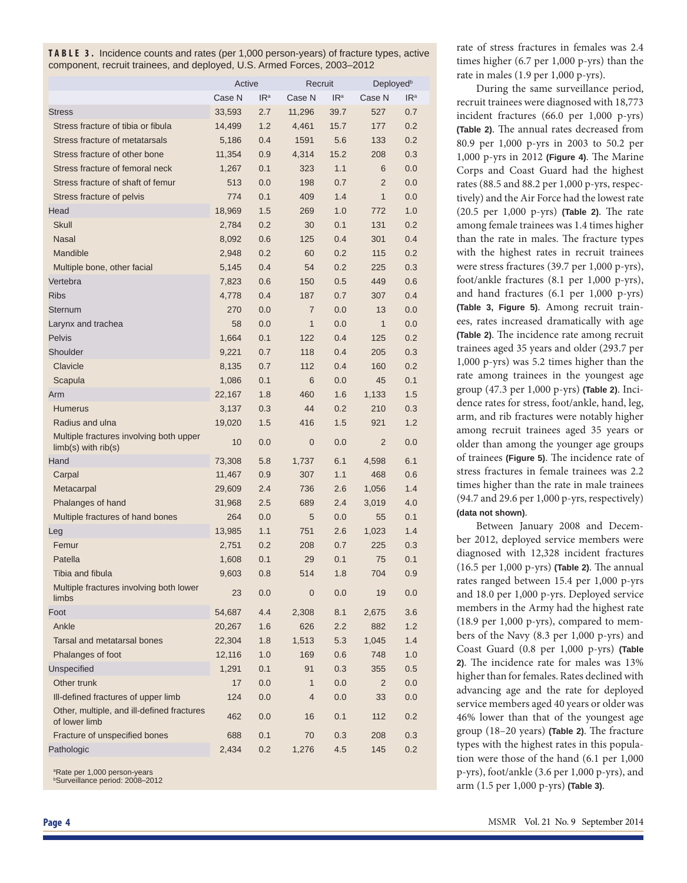**TABLE 3.** Incidence counts and rates (per 1,000 person-years) of fracture types, active component, recruit trainees, and deployed, U.S. Armed Forces, 2003–2012

| | Active | | Recruit | | Deployed[b] | |
|---|---|---|---|---|---|---|
| | Case N | IR[a] | Case N | IR[a] | Case N | IR[a] |
| Stress | 33,593 | 2.7 | 11,296 | 39.7 | 527 | 0.7 |
| Stress fracture of tibia or fibula | 14,499 | 1.2 | 4,461 | 15.7 | 177 | 0.2 |
| Stress fracture of metatarsals | 5,186 | 0.4 | 1591 | 5.6 | 133 | 0.2 |
| Stress fracture of other bone | 11,354 | 0.9 | 4,314 | 15.2 | 208 | 0.3 |
| Stress fracture of femoral neck | 1,267 | 0.1 | 323 | 1.1 | 6 | 0.0 |
| Stress fracture of shaft of femur | 513 | 0.0 | 198 | 0.7 | 2 | 0.0 |
| Stress fracture of pelvis | 774 | 0.1 | 409 | 1.4 | 1 | 0.0 |
| Head | 18,969 | 1.5 | 269 | 1.0 | 772 | 1.0 |
| Skull | 2,784 | 0.2 | 30 | 0.1 | 131 | 0.2 |
| Nasal | 8,092 | 0.6 | 125 | 0.4 | 301 | 0.4 |
| Mandible | 2,948 | 0.2 | 60 | 0.2 | 115 | 0.2 |
| Multiple bone, other facial | 5,145 | 0.4 | 54 | 0.2 | 225 | 0.3 |
| Vertebra | 7,823 | 0.6 | 150 | 0.5 | 449 | 0.6 |
| Ribs | 4,778 | 0.4 | 187 | 0.7 | 307 | 0.4 |
| Sternum | 270 | 0.0 | 7 | 0.0 | 13 | 0.0 |
| Larynx and trachea | 58 | 0.0 | 1 | 0.0 | 1 | 0.0 |
| Pelvis | 1,664 | 0.1 | 122 | 0.4 | 125 | 0.2 |
| Shoulder | 9,221 | 0.7 | 118 | 0.4 | 205 | 0.3 |
| Clavicle | 8,135 | 0.7 | 112 | 0.4 | 160 | 0.2 |
| Scapula | 1,086 | 0.1 | 6 | 0.0 | 45 | 0.1 |
| Arm | 22,167 | 1.8 | 460 | 1.6 | 1,133 | 1.5 |
| Humerus | 3,137 | 0.3 | 44 | 0.2 | 210 | 0.3 |
| Radius and ulna | 19,020 | 1.5 | 416 | 1.5 | 921 | 1.2 |
| Multiple fractures involving both upper limb(s) with rib(s) | 10 | 0.0 | 0 | 0.0 | 2 | 0.0 |
| Hand | 73,308 | 5.8 | 1,737 | 6.1 | 4,598 | 6.1 |
| Carpal | 11,467 | 0.9 | 307 | 1.1 | 468 | 0.6 |
| Metacarpal | 29,609 | 2.4 | 736 | 2.6 | 1,056 | 1.4 |
| Phalanges of hand | 31,968 | 2.5 | 689 | 2.4 | 3,019 | 4.0 |
| Multiple fractures of hand bones | 264 | 0.0 | 5 | 0.0 | 55 | 0.1 |
| Leg | 13,985 | 1.1 | 751 | 2.6 | 1,023 | 1.4 |
| Femur | 2,751 | 0.2 | 208 | 0.7 | 225 | 0.3 |
| Patella | 1,608 | 0.1 | 29 | 0.1 | 75 | 0.1 |
| Tibia and fibula | 9,603 | 0.8 | 514 | 1.8 | 704 | 0.9 |
| Multiple fractures involving both lower limbs | 23 | 0.0 | 0 | 0.0 | 19 | 0.0 |
| Foot | 54,687 | 4.4 | 2,308 | 8.1 | 2,675 | 3.6 |
| Ankle | 20,267 | 1.6 | 626 | 2.2 | 882 | 1.2 |
| Tarsal and metatarsal bones | 22,304 | 1.8 | 1,513 | 5.3 | 1,045 | 1.4 |
| Phalanges of foot | 12,116 | 1.0 | 169 | 0.6 | 748 | 1.0 |
| Unspecified | 1,291 | 0.1 | 91 | 0.3 | 355 | 0.5 |
| Other trunk | 17 | 0.0 | 1 | 0.0 | 2 | 0.0 |
| Ill-defined fractures of upper limb | 124 | 0.0 | 4 | 0.0 | 33 | 0.0 |
| Other, multiple, and ill-defined fractures of lower limb | 462 | 0.0 | 16 | 0.1 | 112 | 0.2 |
| Fracture of unspecified bones | 688 | 0.1 | 70 | 0.3 | 208 | 0.3 |
| Pathologic | 2,434 | 0.2 | 1,276 | 4.5 | 145 | 0.2 |

[a]Rate per 1,000 person-years
[b]Surveillance period: 2008–2012

rate of stress fractures in females was 2.4 times higher (6.7 per 1,000 p-yrs) than the rate in males (1.9 per 1,000 p-yrs).

During the same surveillance period, recruit trainees were diagnosed with 18,773 incident fractures (66.0 per 1,000 p-yrs) **(Table 2)**. The annual rates decreased from 80.9 per 1,000 p-yrs in 2003 to 50.2 per 1,000 p-yrs in 2012 **(Figure 4)**. The Marine Corps and Coast Guard had the highest rates (88.5 and 88.2 per 1,000 p-yrs, respectively) and the Air Force had the lowest rate (20.5 per 1,000 p-yrs) **(Table 2)**. The rate among female trainees was 1.4 times higher than the rate in males. The fracture types with the highest rates in recruit trainees were stress fractures (39.7 per 1,000 p-yrs), foot/ankle fractures (8.1 per 1,000 p-yrs), and hand fractures (6.1 per 1,000 p-yrs) **(Table 3, Figure 5)**. Among recruit trainees, rates increased dramatically with age **(Table 2)**. The incidence rate among recruit trainees aged 35 years and older (293.7 per 1,000 p-yrs) was 5.2 times higher than the rate among trainees in the youngest age group (47.3 per 1,000 p-yrs) **(Table 2)**. Incidence rates for stress, foot/ankle, hand, leg, arm, and rib fractures were notably higher among recruit trainees aged 35 years or older than among the younger age groups of trainees **(Figure 5)**. The incidence rate of stress fractures in female trainees was 2.2 times higher than the rate in male trainees (94.7 and 29.6 per 1,000 p-yrs, respectively) **(data not shown)**.

Between January 2008 and December 2012, deployed service members were diagnosed with 12,328 incident fractures (16.5 per 1,000 p-yrs) **(Table 2)**. The annual rates ranged between 15.4 per 1,000 p-yrs and 18.0 per 1,000 p-yrs. Deployed service members in the Army had the highest rate (18.9 per 1,000 p-yrs), compared to members of the Navy (8.3 per 1,000 p-yrs) and Coast Guard (0.8 per 1,000 p-yrs) **(Table 2)**. The incidence rate for males was 13% higher than for females. Rates declined with advancing age and the rate for deployed service members aged 40 years or older was 46% lower than that of the youngest age group (18–20 years) **(Table 2)**. The fracture types with the highest rates in this population were those of the hand (6.1 per 1,000 p-yrs), foot/ankle (3.6 per 1,000 p-yrs), and arm (1.5 per 1,000 p-yrs) **(Table 3)**.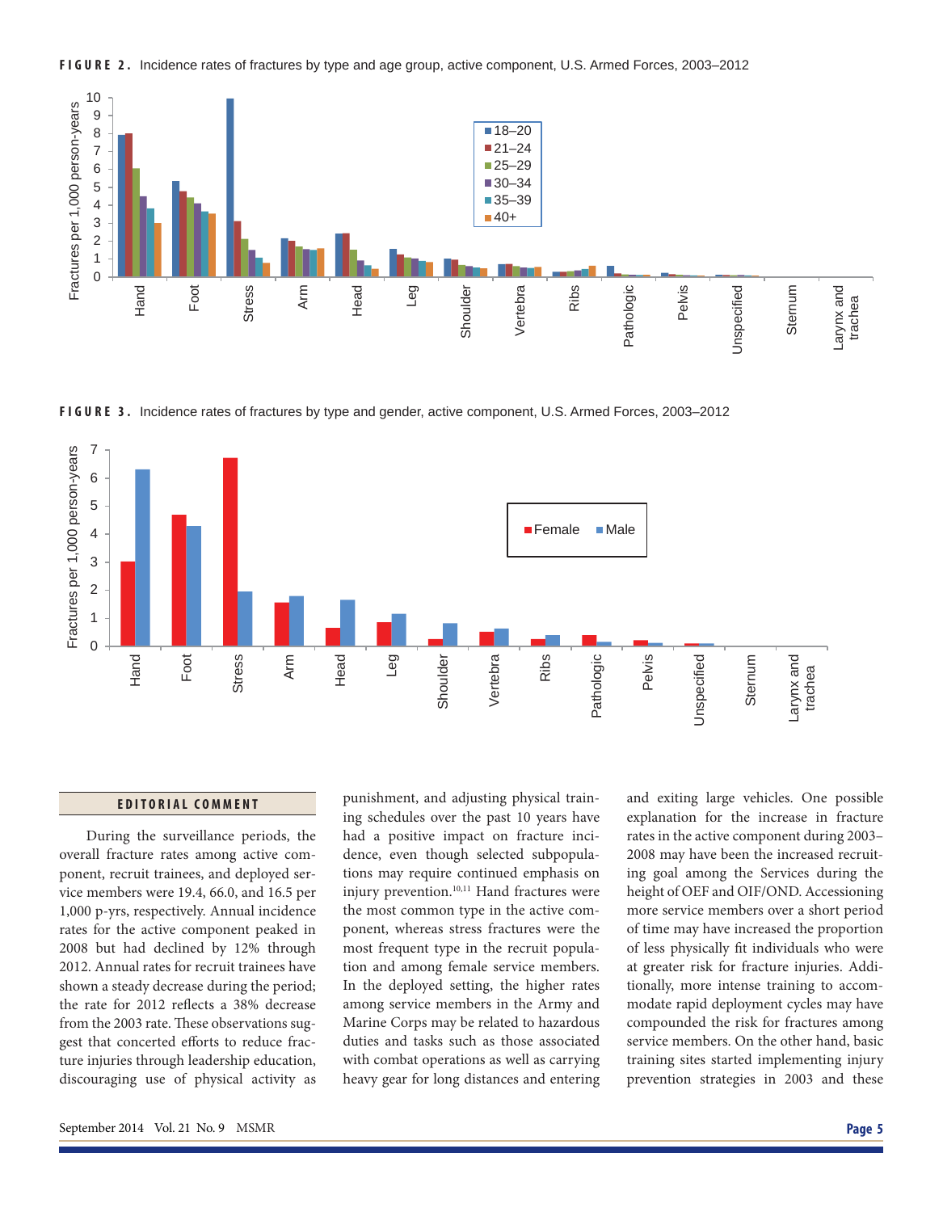**FIGURE 2.** Incidence rates of fractures by type and age group, active component, U.S. Armed Forces, 2003–2012

**FIGURE 3.** Incidence rates of fractures by type and gender, active component, U.S. Armed Forces, 2003–2012

## EDITORIAL COMMENT

During the surveillance periods, the overall fracture rates among active component, recruit trainees, and deployed service members were 19.4, 66.0, and 16.5 per 1,000 p-yrs, respectively. Annual incidence rates for the active component peaked in 2008 but had declined by 12% through 2012. Annual rates for recruit trainees have shown a steady decrease during the period; the rate for 2012 reflects a 38% decrease from the 2003 rate. These observations suggest that concerted efforts to reduce fracture injuries through leadership education, discouraging use of physical activity as punishment, and adjusting physical training schedules over the past 10 years have had a positive impact on fracture incidence, even though selected subpopulations may require continued emphasis on injury prevention.[10,11] Hand fractures were the most common type in the active component, whereas stress fractures were the most frequent type in the recruit population and among female service members. In the deployed setting, the higher rates among service members in the Army and Marine Corps may be related to hazardous duties and tasks such as those associated with combat operations as well as carrying heavy gear for long distances and entering and exiting large vehicles. One possible explanation for the increase in fracture rates in the active component during 2003–2008 may have been the increased recruiting goal among the Services during the height of OEF and OIF/OND. Accessioning more service members over a short period of time may have increased the proportion of less physically fit individuals who were at greater risk for fracture injuries. Additionally, more intense training to accommodate rapid deployment cycles may have compounded the risk for fractures among service members. On the other hand, basic training sites started implementing injury prevention strategies in 2003 and these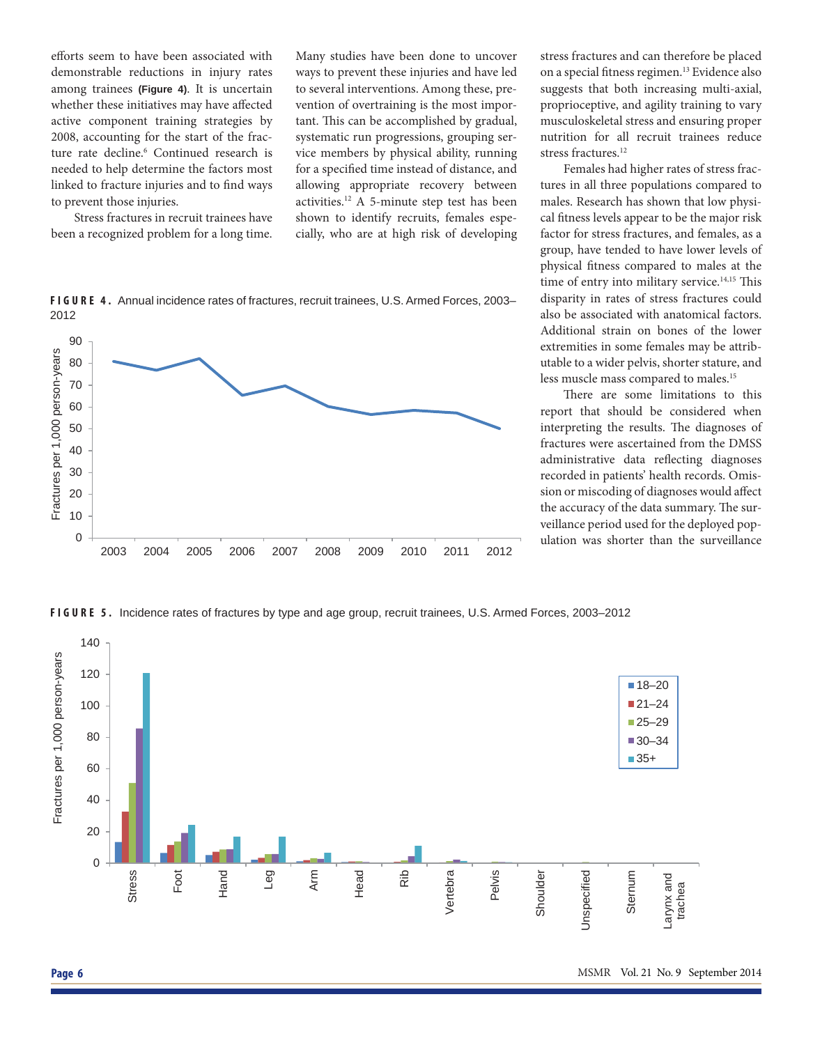efforts seem to have been associated with demonstrable reductions in injury rates among trainees **(Figure 4)**. It is uncertain whether these initiatives may have affected active component training strategies by 2008, accounting for the start of the fracture rate decline.[6] Continued research is needed to help determine the factors most linked to fracture injuries and to find ways to prevent those injuries.

Stress fractures in recruit trainees have been a recognized problem for a long time. Many studies have been done to uncover ways to prevent these injuries and have led to several interventions. Among these, prevention of overtraining is the most important. This can be accomplished by gradual, systematic run progressions, grouping service members by physical ability, running for a specified time instead of distance, and allowing appropriate recovery between activities.[12] A 5-minute step test has been shown to identify recruits, females especially, who are at high risk of developing stress fractures and can therefore be placed on a special fitness regimen.[13] Evidence also suggests that both increasing multi-axial, proprioceptive, and agility training to vary musculoskeletal stress and ensuring proper nutrition for all recruit trainees reduce stress fractures.[12]

Females had higher rates of stress fractures in all three populations compared to males. Research has shown that low physical fitness levels appear to be the major risk factor for stress fractures, and females, as a group, have tended to have lower levels of physical fitness compared to males at the time of entry into military service.[14,15] This disparity in rates of stress fractures could also be associated with anatomical factors. Additional strain on bones of the lower extremities in some females may be attributable to a wider pelvis, shorter stature, and less muscle mass compared to males.[15]

There are some limitations to this report that should be considered when interpreting the results. The diagnoses of fractures were ascertained from the DMSS administrative data reflecting diagnoses recorded in patients' health records. Omission or miscoding of diagnoses would affect the accuracy of the data summary. The surveillance period used for the deployed population was shorter than the surveillance

**FIGURE 4.** Annual incidence rates of fractures, recruit trainees, U.S. Armed Forces, 2003–2012

**FIGURE 5.** Incidence rates of fractures by type and age group, recruit trainees, U.S. Armed Forces, 2003–2012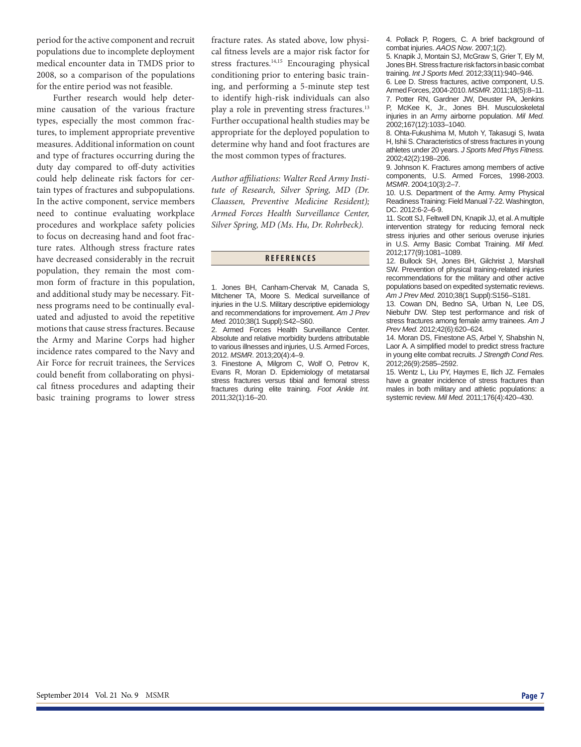period for the active component and recruit populations due to incomplete deployment medical encounter data in TMDS prior to 2008, so a comparison of the populations for the entire period was not feasible.

Further research would help determine causation of the various fracture types, especially the most common fractures, to implement appropriate preventive measures. Additional information on count and type of fractures occurring during the duty day compared to off-duty activities could help delineate risk factors for certain types of fractures and subpopulations. In the active component, service members need to continue evaluating workplace procedures and workplace safety policies to focus on decreasing hand and foot fracture rates. Although stress fracture rates have decreased considerably in the recruit population, they remain the most common form of fracture in this population, and additional study may be necessary. Fitness programs need to be continually evaluated and adjusted to avoid the repetitive motions that cause stress fractures. Because the Army and Marine Corps had higher incidence rates compared to the Navy and Air Force for recruit trainees, the Services could benefit from collaborating on physical fitness procedures and adapting their basic training programs to lower stress fracture rates. As stated above, low physical fitness levels are a major risk factor for stress fractures.[14,15] Encouraging physical conditioning prior to entering basic training, and performing a 5-minute step test to identify high-risk individuals can also play a role in preventing stress fractures.[13] Further occupational health studies may be appropriate for the deployed population to determine why hand and foot fractures are the most common types of fractures.

*Author affiliations: Walter Reed Army Institute of Research, Silver Spring, MD (Dr. Claassen, Preventive Medicine Resident); Armed Forces Health Surveillance Center, Silver Spring, MD (Ms. Hu, Dr. Rohrbeck).*

## REFERENCES

1. Jones BH, Canham-Chervak M, Canada S, Mitchener TA, Moore S. Medical surveillance of injuries in the U.S. Military descriptive epidemiology and recommendations for improvement. *Am J Prev Med.* 2010;38(1 Suppl):S42–S60.
2. Armed Forces Health Surveillance Center. Absolute and relative morbidity burdens attributable to various illnesses and injuries, U.S. Armed Forces, 2012. *MSMR*. 2013;20(4):4–9.
3. Finestone A, Milgrom C, Wolf O, Petrov K, Evans R, Moran D. Epidemiology of metatarsal stress fractures versus tibial and femoral stress fractures during elite training. *Foot Ankle Int.* 2011;32(1):16–20.
4. Pollack P, Rogers, C. A brief background of combat injuries. *AAOS Now*. 2007;1(2).
5. Knapik J, Montain SJ, McGraw S, Grier T, Ely M, Jones BH. Stress fracture risk factors in basic combat training. *Int J Sports Med.* 2012;33(11):940–946.
6. Lee D. Stress fractures, active component, U.S. Armed Forces, 2004-2010. *MSMR*. 2011;18(5):8–11.
7. Potter RN, Gardner JW, Deuster PA, Jenkins P, McKee K, Jr., Jones BH. Musculoskeletal injuries in an Army airborne population. *Mil Med.* 2002;167(12):1033–1040.
8. Ohta-Fukushima M, Mutoh Y, Takasugi S, Iwata H, Ishii S. Characteristics of stress fractures in young athletes under 20 years. *J Sports Med Phys Fitness.* 2002;42(2):198–206.
9. Johnson K. Fractures among members of active components, U.S. Armed Forces, 1998-2003. *MSMR*. 2004;10(3):2–7.
10. U.S. Department of the Army. Army Physical Readiness Training: Field Manual 7-22. Washington, DC. 2012:6-2–6-9.
11. Scott SJ, Feltwell DN, Knapik JJ, et al. A multiple intervention strategy for reducing femoral neck stress injuries and other serious overuse injuries in U.S. Army Basic Combat Training. *Mil Med.* 2012;177(9):1081–1089.
12. Bullock SH, Jones BH, Gilchrist J, Marshall SW. Prevention of physical training-related injuries recommendations for the military and other active populations based on expedited systematic reviews. *Am J Prev Med.* 2010;38(1 Suppl):S156–S181.
13. Cowan DN, Bedno SA, Urban N, Lee DS, Niebuhr DW. Step test performance and risk of stress fractures among female army trainees. *Am J Prev Med.* 2012;42(6):620–624.
14. Moran DS, Finestone AS, Arbel Y, Shabshin N, Laor A. A simplified model to predict stress fracture in young elite combat recruits. *J Strength Cond Res.* 2012;26(9):2585–2592.
15. Wentz L, Liu PY, Haymes E, Ilich JZ. Females have a greater incidence of stress fractures than males in both military and athletic populations: a systemic review. *Mil Med.* 2011;176(4):420–430.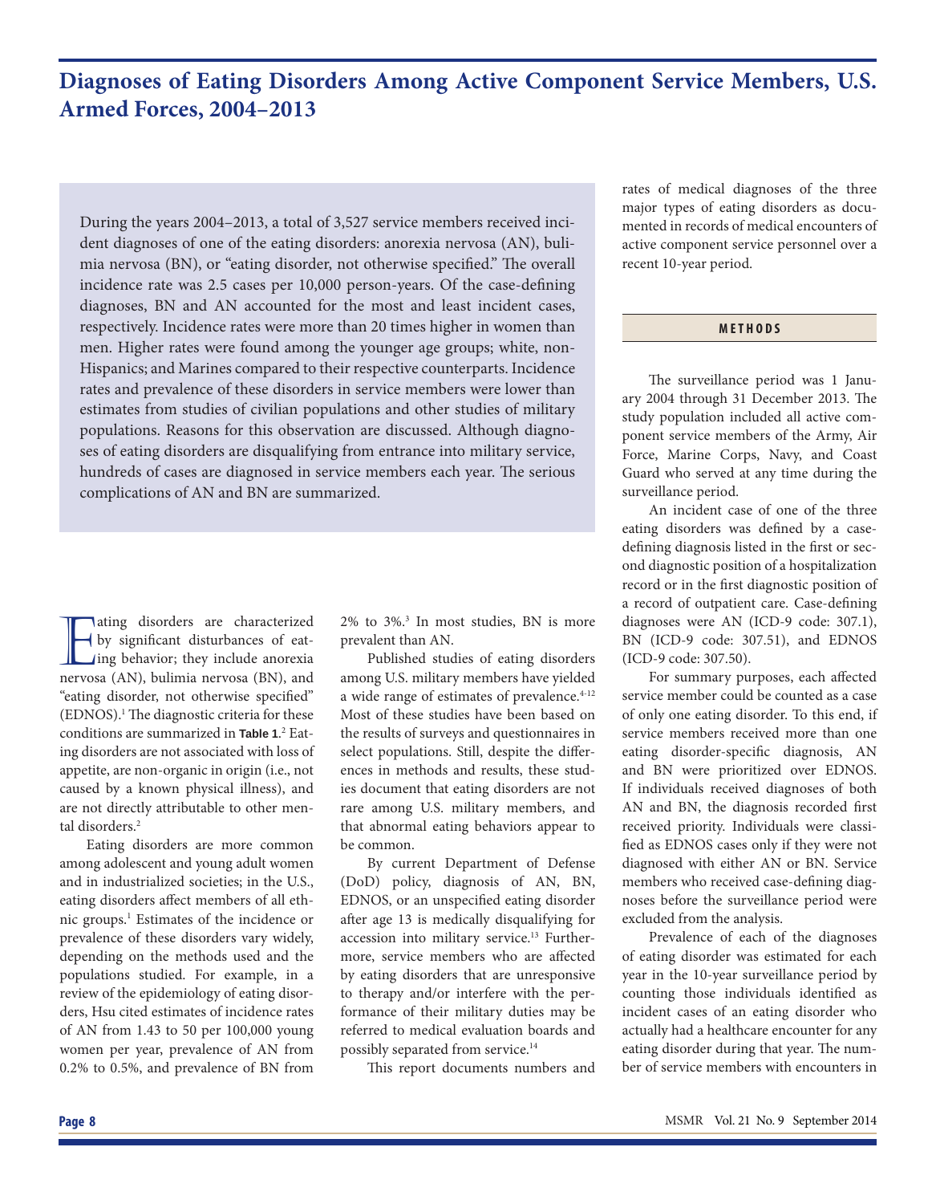# Diagnoses of Eating Disorders Among Active Component Service Members, U.S. Armed Forces, 2004–2013

During the years 2004–2013, a total of 3,527 service members received incident diagnoses of one of the eating disorders: anorexia nervosa (AN), bulimia nervosa (BN), or "eating disorder, not otherwise specified." The overall incidence rate was 2.5 cases per 10,000 person-years. Of the case-defining diagnoses, BN and AN accounted for the most and least incident cases, respectively. Incidence rates were more than 20 times higher in women than men. Higher rates were found among the younger age groups; white, non-Hispanics; and Marines compared to their respective counterparts. Incidence rates and prevalence of these disorders in service members were lower than estimates from studies of civilian populations and other studies of military populations. Reasons for this observation are discussed. Although diagnoses of eating disorders are disqualifying from entrance into military service, hundreds of cases are diagnosed in service members each year. The serious complications of AN and BN are summarized.

Eating disorders are characterized by significant disturbances of eating behavior; they include anorexia nervosa (AN), bulimia nervosa (BN), and "eating disorder, not otherwise specified" (EDNOS).[1] The diagnostic criteria for these conditions are summarized in **Table 1**.[2] Eating disorders are not associated with loss of appetite, are non-organic in origin (i.e., not caused by a known physical illness), and are not directly attributable to other mental disorders.[2]

Eating disorders are more common among adolescent and young adult women and in industrialized societies; in the U.S., eating disorders affect members of all ethnic groups.[1] Estimates of the incidence or prevalence of these disorders vary widely, depending on the methods used and the populations studied. For example, in a review of the epidemiology of eating disorders, Hsu cited estimates of incidence rates of AN from 1.43 to 50 per 100,000 young women per year, prevalence of AN from 0.2% to 0.5%, and prevalence of BN from 2% to 3%.[3] In most studies, BN is more prevalent than AN.

Published studies of eating disorders among U.S. military members have yielded a wide range of estimates of prevalence.[4-12] Most of these studies have been based on the results of surveys and questionnaires in select populations. Still, despite the differences in methods and results, these studies document that eating disorders are not rare among U.S. military members, and that abnormal eating behaviors appear to be common.

By current Department of Defense (DoD) policy, diagnosis of AN, BN, EDNOS, or an unspecified eating disorder after age 13 is medically disqualifying for accession into military service.[13] Furthermore, service members who are affected by eating disorders that are unresponsive to therapy and/or interfere with the performance of their military duties may be referred to medical evaluation boards and possibly separated from service.[14]

This report documents numbers and rates of medical diagnoses of the three major types of eating disorders as documented in records of medical encounters of active component service personnel over a recent 10-year period.

## METHODS

The surveillance period was 1 January 2004 through 31 December 2013. The study population included all active component service members of the Army, Air Force, Marine Corps, Navy, and Coast Guard who served at any time during the surveillance period.

An incident case of one of the three eating disorders was defined by a case-defining diagnosis listed in the first or second diagnostic position of a hospitalization record or in the first diagnostic position of a record of outpatient care. Case-defining diagnoses were AN (ICD-9 code: 307.1), BN (ICD-9 code: 307.51), and EDNOS (ICD-9 code: 307.50).

For summary purposes, each affected service member could be counted as a case of only one eating disorder. To this end, if service members received more than one eating disorder-specific diagnosis, AN and BN were prioritized over EDNOS. If individuals received diagnoses of both AN and BN, the diagnosis recorded first received priority. Individuals were classified as EDNOS cases only if they were not diagnosed with either AN or BN. Service members who received case-defining diagnoses before the surveillance period were excluded from the analysis.

Prevalence of each of the diagnoses of eating disorder was estimated for each year in the 10-year surveillance period by counting those individuals identified as incident cases of an eating disorder who actually had a healthcare encounter for any eating disorder during that year. The number of service members with encounters in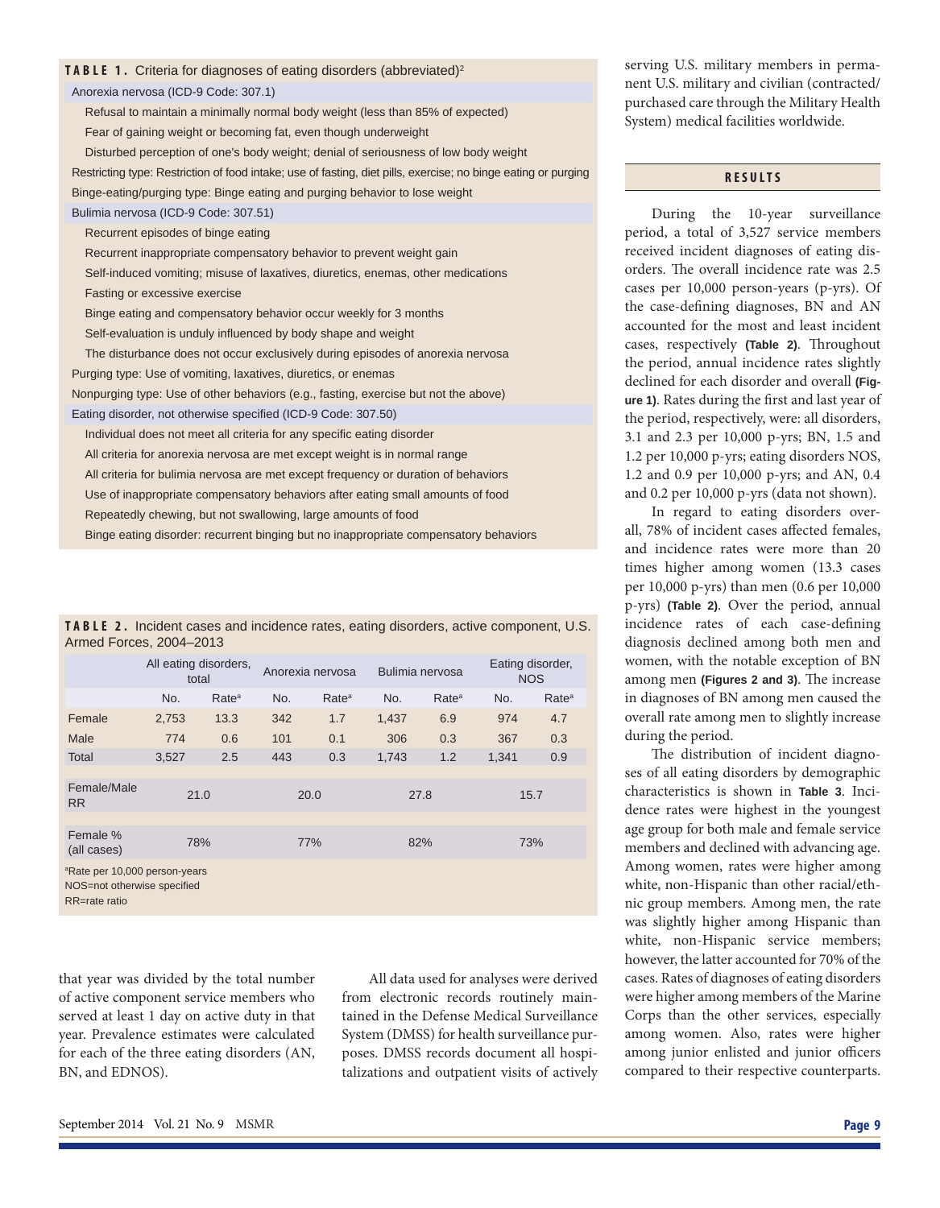**TABLE 1.** Criteria for diagnoses of eating disorders (abbreviated)[2]

| |
|---|
| Anorexia nervosa (ICD-9 Code: 307.1) |
| Refusal to maintain a minimally normal body weight (less than 85% of expected) |
| Fear of gaining weight or becoming fat, even though underweight |
| Disturbed perception of one's body weight; denial of seriousness of low body weight |
| Restricting type: Restriction of food intake; use of fasting, diet pills, exercise; no binge eating or purging |
| Binge-eating/purging type: Binge eating and purging behavior to lose weight |
| Bulimia nervosa (ICD-9 Code: 307.51) |
| Recurrent episodes of binge eating |
| Recurrent inappropriate compensatory behavior to prevent weight gain |
| Self-induced vomiting; misuse of laxatives, diuretics, enemas, other medications |
| Fasting or excessive exercise |
| Binge eating and compensatory behavior occur weekly for 3 months |
| Self-evaluation is unduly influenced by body shape and weight |
| The disturbance does not occur exclusively during episodes of anorexia nervosa |
| Purging type: Use of vomiting, laxatives, diuretics, or enemas |
| Nonpurging type: Use of other behaviors (e.g., fasting, exercise but not the above) |
| Eating disorder, not otherwise specified (ICD-9 Code: 307.50) |
| Individual does not meet all criteria for any specific eating disorder |
| All criteria for anorexia nervosa are met except weight is in normal range |
| All criteria for bulimia nervosa are met except frequency or duration of behaviors |
| Use of inappropriate compensatory behaviors after eating small amounts of food |
| Repeatedly chewing, but not swallowing, large amounts of food |
| Binge eating disorder: recurrent binging but no inappropriate compensatory behaviors |

**TABLE 2.** Incident cases and incidence rates, eating disorders, active component, U.S. Armed Forces, 2004–2013

| | All eating disorders, total | | Anorexia nervosa | | Bulimia nervosa | | Eating disorder, NOS | |
|---|---|---|---|---|---|---|---|---|
| | No. | Rate[a] | No. | Rate[a] | No. | Rate[a] | No. | Rate[a] |
| Female | 2,753 | 13.3 | 342 | 1.7 | 1,437 | 6.9 | 974 | 4.7 |
| Male | 774 | 0.6 | 101 | 0.1 | 306 | 0.3 | 367 | 0.3 |
| Total | 3,527 | 2.5 | 443 | 0.3 | 1,743 | 1.2 | 1,341 | 0.9 |
| Female/Male RR | 21.0 | | 20.0 | | 27.8 | | 15.7 | |
| Female % (all cases) | 78% | | 77% | | 82% | | 73% | |

[a]Rate per 10,000 person-years
NOS=not otherwise specified
RR=rate ratio

that year was divided by the total number of active component service members who served at least 1 day on active duty in that year. Prevalence estimates were calculated for each of the three eating disorders (AN, BN, and EDNOS).

All data used for analyses were derived from electronic records routinely maintained in the Defense Medical Surveillance System (DMSS) for health surveillance purposes. DMSS records document all hospitalizations and outpatient visits of actively serving U.S. military members in permanent U.S. military and civilian (contracted/purchased care through the Military Health System) medical facilities worldwide.

## RESULTS

During the 10-year surveillance period, a total of 3,527 service members received incident diagnoses of eating disorders. The overall incidence rate was 2.5 cases per 10,000 person-years (p-yrs). Of the case-defining diagnoses, BN and AN accounted for the most and least incident cases, respectively **(Table 2)**. Throughout the period, annual incidence rates slightly declined for each disorder and overall **(Figure 1)**. Rates during the first and last year of the period, respectively, were: all disorders, 3.1 and 2.3 per 10,000 p-yrs; BN, 1.5 and 1.2 per 10,000 p-yrs; eating disorders NOS, 1.2 and 0.9 per 10,000 p-yrs; and AN, 0.4 and 0.2 per 10,000 p-yrs (data not shown).

In regard to eating disorders overall, 78% of incident cases affected females, and incidence rates were more than 20 times higher among women (13.3 cases per 10,000 p-yrs) than men (0.6 per 10,000 p-yrs) **(Table 2)**. Over the period, annual incidence rates of each case-defining diagnosis declined among both men and women, with the notable exception of BN among men **(Figures 2 and 3)**. The increase in diagnoses of BN among men caused the overall rate among men to slightly increase during the period.

The distribution of incident diagnoses of all eating disorders by demographic characteristics is shown in **Table 3**. Incidence rates were highest in the youngest age group for both male and female service members and declined with advancing age. Among women, rates were higher among white, non-Hispanic than other racial/ethnic group members. Among men, the rate was slightly higher among Hispanic than white, non-Hispanic service members; however, the latter accounted for 70% of the cases. Rates of diagnoses of eating disorders were higher among members of the Marine Corps than the other services, especially among women. Also, rates were higher among junior enlisted and junior officers compared to their respective counterparts.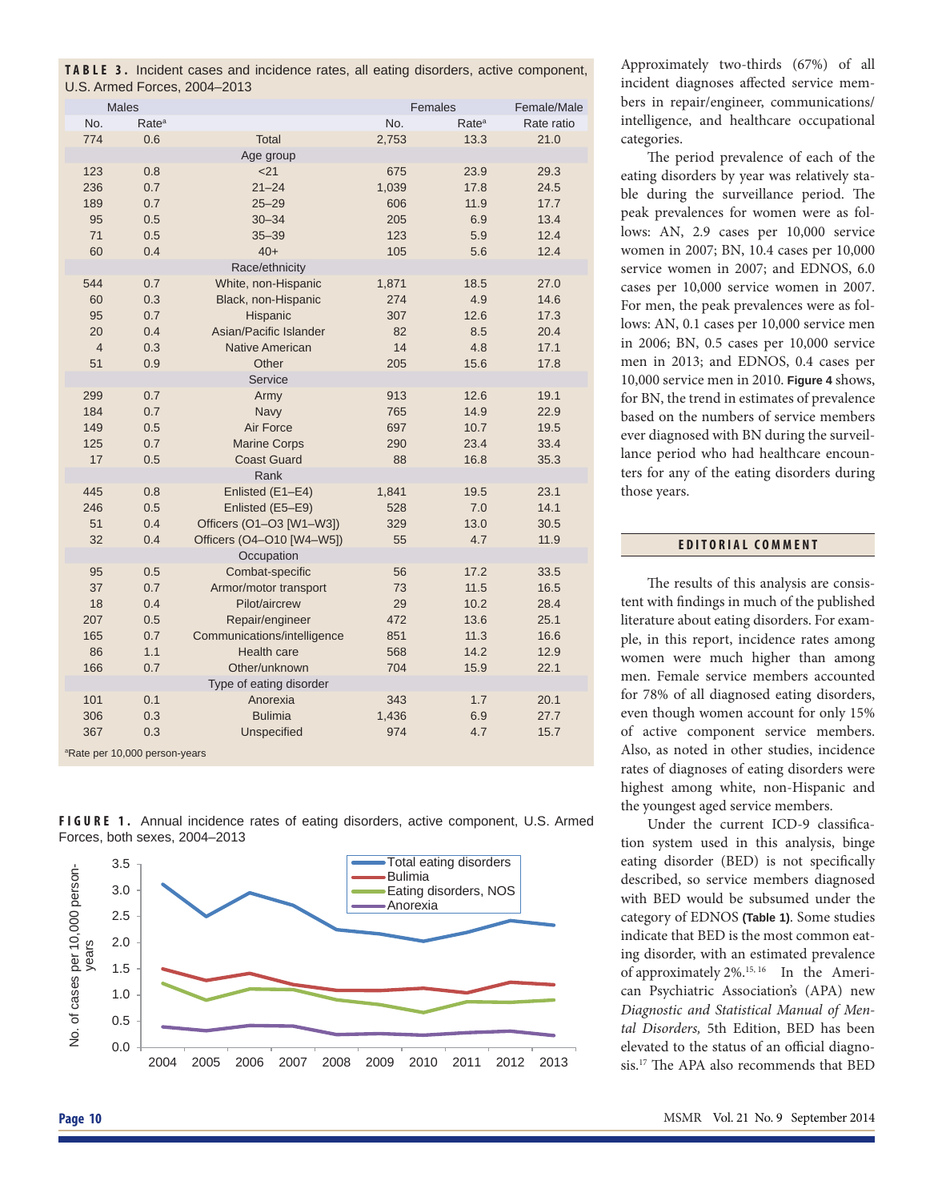**TABLE 3.** Incident cases and incidence rates, all eating disorders, active component, U.S. Armed Forces, 2004–2013

| Males | | | Females | | Female/Male |
|---|---|---|---|---|---|
| No. | Rate[a] | | No. | Rate[a] | Rate ratio |
| 774 | 0.6 | Total | 2,753 | 13.3 | 21.0 |
| | | **Age group** | | | |
| 123 | 0.8 | <21 | 675 | 23.9 | 29.3 |
| 236 | 0.7 | 21–24 | 1,039 | 17.8 | 24.5 |
| 189 | 0.7 | 25–29 | 606 | 11.9 | 17.7 |
| 95 | 0.5 | 30–34 | 205 | 6.9 | 13.4 |
| 71 | 0.5 | 35–39 | 123 | 5.9 | 12.4 |
| 60 | 0.4 | 40+ | 105 | 5.6 | 12.4 |
| | | **Race/ethnicity** | | | |
| 544 | 0.7 | White, non-Hispanic | 1,871 | 18.5 | 27.0 |
| 60 | 0.3 | Black, non-Hispanic | 274 | 4.9 | 14.6 |
| 95 | 0.7 | Hispanic | 307 | 12.6 | 17.3 |
| 20 | 0.4 | Asian/Pacific Islander | 82 | 8.5 | 20.4 |
| 4 | 0.3 | Native American | 14 | 4.8 | 17.1 |
| 51 | 0.9 | Other | 205 | 15.6 | 17.8 |
| | | **Service** | | | |
| 299 | 0.7 | Army | 913 | 12.6 | 19.1 |
| 184 | 0.7 | Navy | 765 | 14.9 | 22.9 |
| 149 | 0.5 | Air Force | 697 | 10.7 | 19.5 |
| 125 | 0.7 | Marine Corps | 290 | 23.4 | 33.4 |
| 17 | 0.5 | Coast Guard | 88 | 16.8 | 35.3 |
| | | **Rank** | | | |
| 445 | 0.8 | Enlisted (E1–E4) | 1,841 | 19.5 | 23.1 |
| 246 | 0.5 | Enlisted (E5–E9) | 528 | 7.0 | 14.1 |
| 51 | 0.4 | Officers (O1–O3 [W1–W3]) | 329 | 13.0 | 30.5 |
| 32 | 0.4 | Officers (O4–O10 [W4–W5]) | 55 | 4.7 | 11.9 |
| | | **Occupation** | | | |
| 95 | 0.5 | Combat-specific | 56 | 17.2 | 33.5 |
| 37 | 0.7 | Armor/motor transport | 73 | 11.5 | 16.5 |
| 18 | 0.4 | Pilot/aircrew | 29 | 10.2 | 28.4 |
| 207 | 0.5 | Repair/engineer | 472 | 13.6 | 25.1 |
| 165 | 0.7 | Communications/intelligence | 851 | 11.3 | 16.6 |
| 86 | 1.1 | Health care | 568 | 14.2 | 12.9 |
| 166 | 0.7 | Other/unknown | 704 | 15.9 | 22.1 |
| | | **Type of eating disorder** | | | |
| 101 | 0.1 | Anorexia | 343 | 1.7 | 20.1 |
| 306 | 0.3 | Bulimia | 1,436 | 6.9 | 27.7 |
| 367 | 0.3 | Unspecified | 974 | 4.7 | 15.7 |

[a]Rate per 10,000 person-years

**FIGURE 1.** Annual incidence rates of eating disorders, active component, U.S. Armed Forces, both sexes, 2004–2013

Approximately two-thirds (67%) of all incident diagnoses affected service members in repair/engineer, communications/intelligence, and healthcare occupational categories.

The period prevalence of each of the eating disorders by year was relatively stable during the surveillance period. The peak prevalences for women were as follows: AN, 2.9 cases per 10,000 service women in 2007; BN, 10.4 cases per 10,000 service women in 2007; and EDNOS, 6.0 cases per 10,000 service women in 2007. For men, the peak prevalences were as follows: AN, 0.1 cases per 10,000 service men in 2006; BN, 0.5 cases per 10,000 service men in 2013; and EDNOS, 0.4 cases per 10,000 service men in 2010. **Figure 4** shows, for BN, the trend in estimates of prevalence based on the numbers of service members ever diagnosed with BN during the surveillance period who had healthcare encounters for any of the eating disorders during those years.

## EDITORIAL COMMENT

The results of this analysis are consistent with findings in much of the published literature about eating disorders. For example, in this report, incidence rates among women were much higher than among men. Female service members accounted for 78% of all diagnosed eating disorders, even though women account for only 15% of active component service members. Also, as noted in other studies, incidence rates of diagnoses of eating disorders were highest among white, non-Hispanic and the youngest aged service members.

Under the current ICD-9 classification system used in this analysis, binge eating disorder (BED) is not specifically described, so service members diagnosed with BED would be subsumed under the category of EDNOS **(Table 1)**. Some studies indicate that BED is the most common eating disorder, with an estimated prevalence of approximately 2%.[15,16] In the American Psychiatric Association's (APA) new *Diagnostic and Statistical Manual of Mental Disorders,* 5th Edition, BED has been elevated to the status of an official diagnosis.[17] The APA also recommends that BED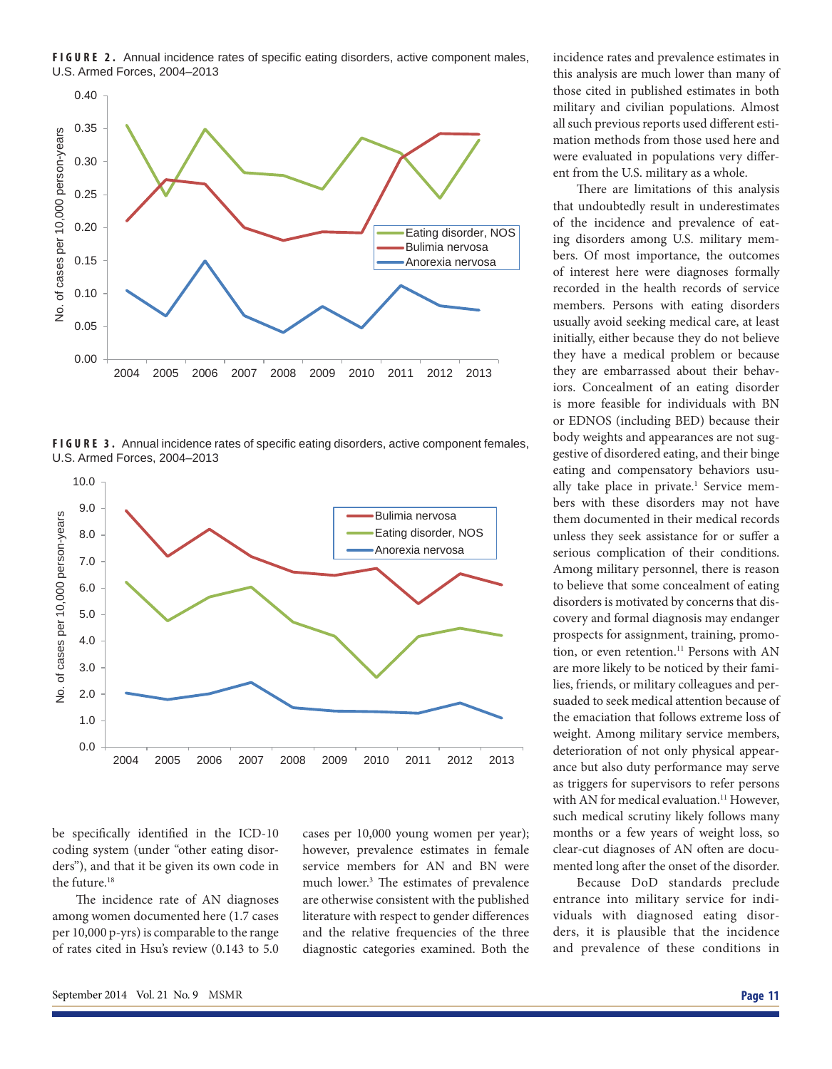**FIGURE 2.** Annual incidence rates of specific eating disorders, active component males, U.S. Armed Forces, 2004–2013

**FIGURE 3.** Annual incidence rates of specific eating disorders, active component females, U.S. Armed Forces, 2004–2013

be specifically identified in the ICD-10 coding system (under "other eating disorders"), and that it be given its own code in the future.[18]

The incidence rate of AN diagnoses among women documented here (1.7 cases per 10,000 p-yrs) is comparable to the range of rates cited in Hsu's review (0.143 to 5.0 cases per 10,000 young women per year); however, prevalence estimates in female service members for AN and BN were much lower.[3] The estimates of prevalence are otherwise consistent with the published literature with respect to gender differences and the relative frequencies of the three diagnostic categories examined. Both the incidence rates and prevalence estimates in this analysis are much lower than many of those cited in published estimates in both military and civilian populations. Almost all such previous reports used different estimation methods from those used here and were evaluated in populations very different from the U.S. military as a whole.

There are limitations of this analysis that undoubtedly result in underestimates of the incidence and prevalence of eating disorders among U.S. military members. Of most importance, the outcomes of interest here were diagnoses formally recorded in the health records of service members. Persons with eating disorders usually avoid seeking medical care, at least initially, either because they do not believe they have a medical problem or because they are embarrassed about their behaviors. Concealment of an eating disorder is more feasible for individuals with BN or EDNOS (including BED) because their body weights and appearances are not suggestive of disordered eating, and their binge eating and compensatory behaviors usually take place in private.[1] Service members with these disorders may not have them documented in their medical records unless they seek assistance for or suffer a serious complication of their conditions. Among military personnel, there is reason to believe that some concealment of eating disorders is motivated by concerns that discovery and formal diagnosis may endanger prospects for assignment, training, promotion, or even retention.[11] Persons with AN are more likely to be noticed by their families, friends, or military colleagues and persuaded to seek medical attention because of the emaciation that follows extreme loss of weight. Among military service members, deterioration of not only physical appearance but also duty performance may serve as triggers for supervisors to refer persons with AN for medical evaluation.[11] However, such medical scrutiny likely follows many months or a few years of weight loss, so clear-cut diagnoses of AN often are documented long after the onset of the disorder.

Because DoD standards preclude entrance into military service for individuals with diagnosed eating disorders, it is plausible that the incidence and prevalence of these conditions in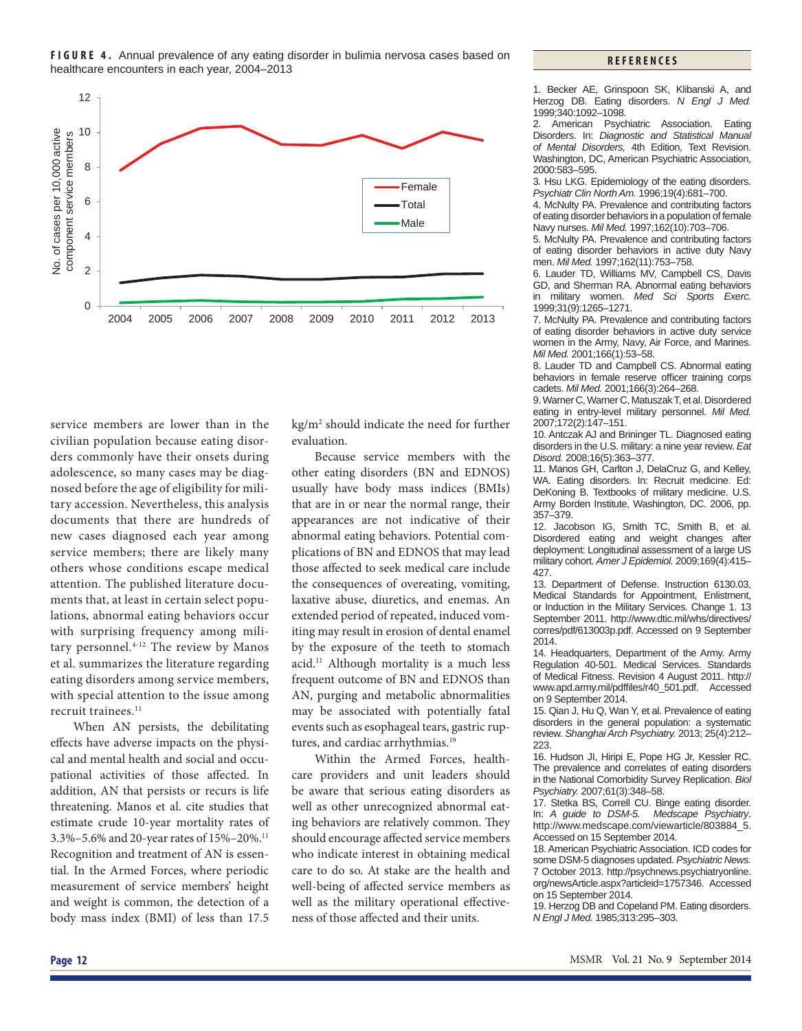**FIGURE 4.** Annual prevalence of any eating disorder in bulimia nervosa cases based on healthcare encounters in each year, 2004–2013

service members are lower than in the civilian population because eating disorders commonly have their onsets during adolescence, so many cases may be diagnosed before the age of eligibility for military accession. Nevertheless, this analysis documents that there are hundreds of new cases diagnosed each year among service members; there are likely many others whose conditions escape medical attention. The published literature documents that, at least in certain select populations, abnormal eating behaviors occur with surprising frequency among military personnel.[4-12] The review by Manos et al. summarizes the literature regarding eating disorders among service members, with special attention to the issue among recruit trainees.[11]

When AN persists, the debilitating effects have adverse impacts on the physical and mental health and social and occupational activities of those affected. In addition, AN that persists or recurs is life threatening. Manos et al. cite studies that estimate crude 10-year mortality rates of 3.3%–5.6% and 20-year rates of 15%–20%.[11] Recognition and treatment of AN is essential. In the Armed Forces, where periodic measurement of service members' height and weight is common, the detection of a body mass index (BMI) of less than 17.5 kg/m$^2$ should indicate the need for further evaluation.

Because service members with the other eating disorders (BN and EDNOS) usually have body mass indices (BMIs) that are in or near the normal range, their appearances are not indicative of their abnormal eating behaviors. Potential complications of BN and EDNOS that may lead those affected to seek medical care include the consequences of overeating, vomiting, laxative abuse, diuretics, and enemas. An extended period of repeated, induced vomiting may result in erosion of dental enamel by the exposure of the teeth to stomach acid.[11] Although mortality is a much less frequent outcome of BN and EDNOS than AN, purging and metabolic abnormalities may be associated with potentially fatal events such as esophageal tears, gastric ruptures, and cardiac arrhythmias.[19]

Within the Armed Forces, healthcare providers and unit leaders should be aware that serious eating disorders as well as other unrecognized abnormal eating behaviors are relatively common. They should encourage affected service members who indicate interest in obtaining medical care to do so. At stake are the health and well-being of affected service members as well as the military operational effectiveness of those affected and their units.

## REFERENCES

1. Becker AE, Grinspoon SK, Klibanski A, and Herzog DB. Eating disorders. *N Engl J Med.* 1999;340:1092–1098.
2. American Psychiatric Association. Eating Disorders. In: *Diagnostic and Statistical Manual of Mental Disorders,* 4th Edition, Text Revision. Washington, DC, American Psychiatric Association, 2000:583–595.
3. Hsu LKG. Epidemiology of the eating disorders. *Psychiatr Clin North Am.* 1996;19(4):681–700.
4. McNulty PA. Prevalence and contributing factors of eating disorder behaviors in a population of female Navy nurses. *Mil Med.* 1997;162(10):703–706.
5. McNulty PA. Prevalence and contributing factors of eating disorder behaviors in active duty Navy men. *Mil Med.* 1997;162(11):753–758.
6. Lauder TD, Williams MV, Campbell CS, Davis GD, and Sherman RA. Abnormal eating behaviors in military women. *Med Sci Sports Exerc.* 1999;31(9):1265–1271.
7. McNulty PA. Prevalence and contributing factors of eating disorder behaviors in active duty service women in the Army, Navy, Air Force, and Marines. *Mil Med.* 2001;166(1):53–58.
8. Lauder TD and Campbell CS. Abnormal eating behaviors in female reserve officer training corps cadets. *Mil Med.* 2001;166(3):264–268.
9. Warner C, Warner C, Matuszak T, et al. Disordered eating in entry-level military personnel. *Mil Med.* 2007;172(2):147–151.
10. Antczak AJ and Brininger TL. Diagnosed eating disorders in the U.S. military: a nine year review. *Eat Disord.* 2008;16(5):363–377.
11. Manos GH, Carlton J, DelaCruz G, and Kelley, WA. Eating disorders. In: Recruit medicine. Ed: DeKoning B. Textbooks of military medicine. U.S. Army Borden Institute, Washington, DC. 2006, pp. 357–379.
12. Jacobson IG, Smith TC, Smith B, et al. Disordered eating and weight changes after deployment: Longitudinal assessment of a large US military cohort. *Amer J Epidemiol.* 2009;169(4):415–427.
13. Department of Defense. Instruction 6130.03, Medical Standards for Appointment, Enlistment, or Induction in the Military Services. Change 1. 13 September 2011. http://www.dtic.mil/whs/directives/corres/pdf/613003p.pdf. Accessed on 9 September 2014.
14. Headquarters, Department of the Army. Army Regulation 40-501. Medical Services. Standards of Medical Fitness. Revision 4 August 2011. http://www.apd.army.mil/pdffiles/r40_501.pdf. Accessed on 9 September 2014.
15. Qian J, Hu Q, Wan Y, et al. Prevalence of eating disorders in the general population: a systematic review. *Shanghai Arch Psychiatry.* 2013; 25(4):212–223.
16. Hudson JI, Hiripi E, Pope HG Jr, Kessler RC. The prevalence and correlates of eating disorders in the National Comorbidity Survey Replication. *Biol Psychiatry.* 2007;61(3):348–58.
17. Stetka BS, Correll CU. Binge eating disorder. In: *A guide to DSM-5. Medscape Psychiatry.* http://www.medscape.com/viewarticle/803884_5. Accessed on 15 September 2014.
18. American Psychiatric Association. ICD codes for some DSM-5 diagnoses updated. *Psychiatric News.* 7 October 2013. http://psychnews.psychiatryonline.org/newsArticle.aspx?articleid=1757346. Accessed on 15 September 2014.
19. Herzog DB and Copeland PM. Eating disorders. *N Engl J Med.* 1985;313:295–303.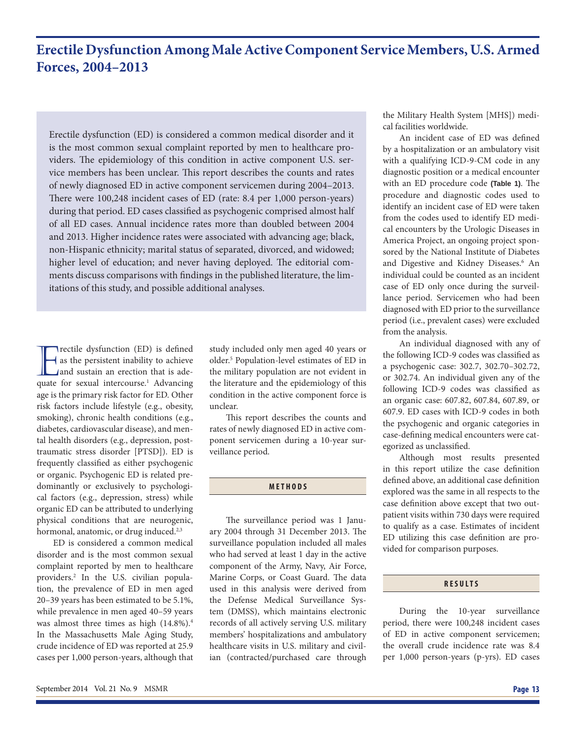# Erectile Dysfunction Among Male Active Component Service Members, U.S. Armed Forces, 2004–2013

Erectile dysfunction (ED) is considered a common medical disorder and it is the most common sexual complaint reported by men to healthcare providers. The epidemiology of this condition in active component U.S. service members has been unclear. This report describes the counts and rates of newly diagnosed ED in active component servicemen during 2004–2013. There were 100,248 incident cases of ED (rate: 8.4 per 1,000 person-years) during that period. ED cases classified as psychogenic comprised almost half of all ED cases. Annual incidence rates more than doubled between 2004 and 2013. Higher incidence rates were associated with advancing age; black, non-Hispanic ethnicity; marital status of separated, divorced, and widowed; higher level of education; and never having deployed. The editorial comments discuss comparisons with findings in the published literature, the limitations of this study, and possible additional analyses.

Erectile dysfunction (ED) is defined as the persistent inability to achieve and sustain an erection that is adequate for sexual intercourse.[1] Advancing age is the primary risk factor for ED. Other risk factors include lifestyle (e.g., obesity, smoking), chronic health conditions (e.g., diabetes, cardiovascular disease), and mental health disorders (e.g., depression, posttraumatic stress disorder [PTSD]). ED is frequently classified as either psychogenic or organic. Psychogenic ED is related predominantly or exclusively to psychological factors (e.g., depression, stress) while organic ED can be attributed to underlying physical conditions that are neurogenic, hormonal, anatomic, or drug induced.[2,3]

ED is considered a common medical disorder and is the most common sexual complaint reported by men to healthcare providers.[2] In the U.S. civilian population, the prevalence of ED in men aged 20–39 years has been estimated to be 5.1%, while prevalence in men aged 40–59 years was almost three times as high (14.8%).[4] In the Massachusetts Male Aging Study, crude incidence of ED was reported at 25.9 cases per 1,000 person-years, although that study included only men aged 40 years or older.[5] Population-level estimates of ED in the military population are not evident in the literature and the epidemiology of this condition in the active component force is unclear.

This report describes the counts and rates of newly diagnosed ED in active component servicemen during a 10-year surveillance period.

## METHODS

The surveillance period was 1 January 2004 through 31 December 2013. The surveillance population included all males who had served at least 1 day in the active component of the Army, Navy, Air Force, Marine Corps, or Coast Guard. The data used in this analysis were derived from the Defense Medical Surveillance System (DMSS), which maintains electronic records of all actively serving U.S. military members' hospitalizations and ambulatory healthcare visits in U.S. military and civilian (contracted/purchased care through the Military Health System [MHS]) medical facilities worldwide.

An incident case of ED was defined by a hospitalization or an ambulatory visit with a qualifying ICD-9-CM code in any diagnostic position or a medical encounter with an ED procedure code **(Table 1)**. The procedure and diagnostic codes used to identify an incident case of ED were taken from the codes used to identify ED medical encounters by the Urologic Diseases in America Project, an ongoing project sponsored by the National Institute of Diabetes and Digestive and Kidney Diseases.[6] An individual could be counted as an incident case of ED only once during the surveillance period. Servicemen who had been diagnosed with ED prior to the surveillance period (i.e., prevalent cases) were excluded from the analysis.

An individual diagnosed with any of the following ICD-9 codes was classified as a psychogenic case: 302.7, 302.70–302.72, or 302.74. An individual given any of the following ICD-9 codes was classified as an organic case: 607.82, 607.84, 607.89, or 607.9. ED cases with ICD-9 codes in both the psychogenic and organic categories in case-defining medical encounters were categorized as unclassified.

Although most results presented in this report utilize the case definition defined above, an additional case definition explored was the same in all respects to the case definition above except that two outpatient visits within 730 days were required to qualify as a case. Estimates of incident ED utilizing this case definition are provided for comparison purposes.

## RESULTS

During the 10-year surveillance period, there were 100,248 incident cases of ED in active component servicemen; the overall crude incidence rate was 8.4 per 1,000 person-years (p-yrs). ED cases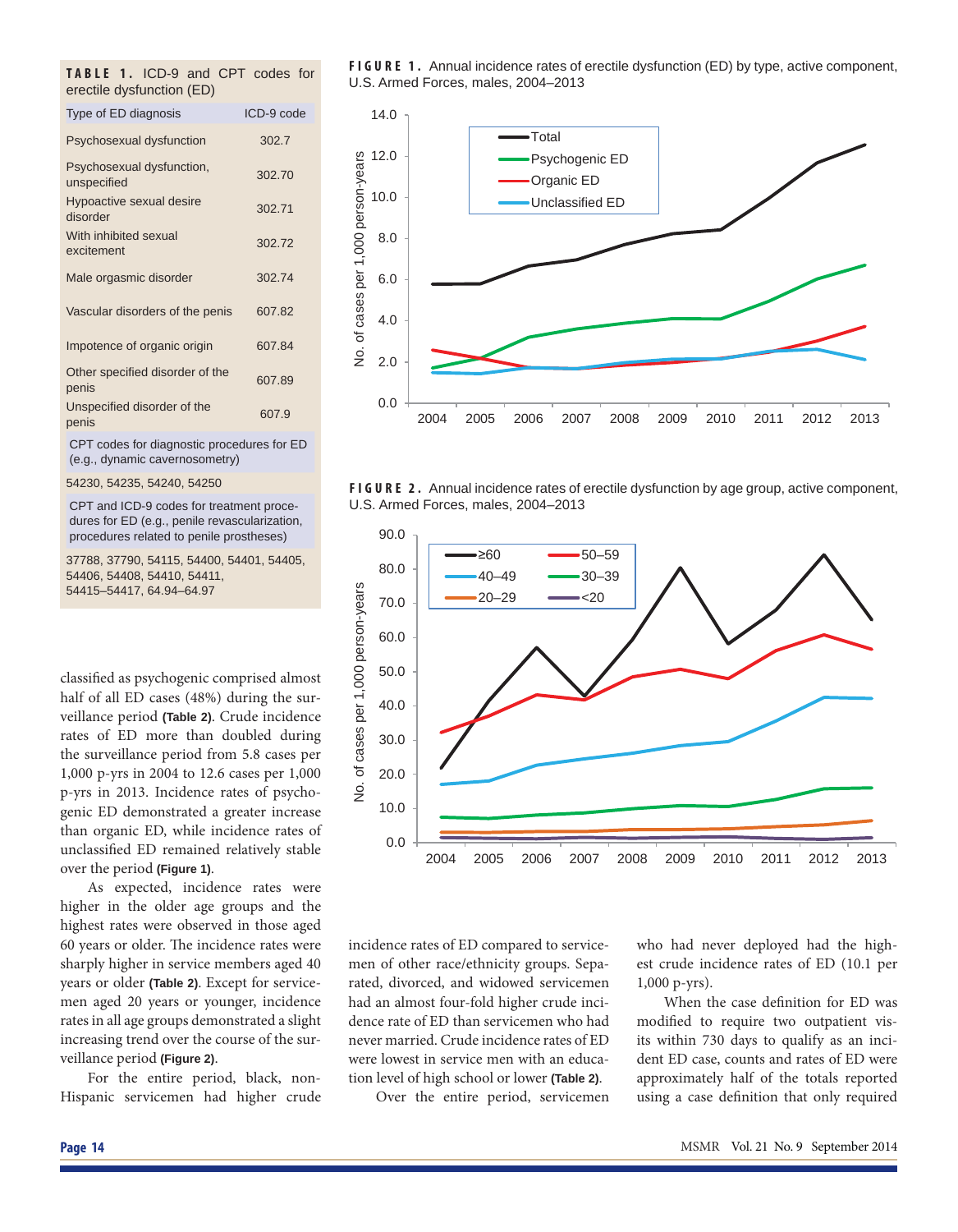**TABLE 1.** ICD-9 and CPT codes for erectile dysfunction (ED)

| Type of ED diagnosis | ICD-9 code |
| --- | --- |
| Psychosexual dysfunction | 302.7 |
| Psychosexual dysfunction, unspecified | 302.70 |
| Hypoactive sexual desire disorder | 302.71 |
| With inhibited sexual excitement | 302.72 |
| Male orgasmic disorder | 302.74 |
| Vascular disorders of the penis | 607.82 |
| Impotence of organic origin | 607.84 |
| Other specified disorder of the penis | 607.89 |
| Unspecified disorder of the penis | 607.9 |
| CPT codes for diagnostic procedures for ED (e.g., dynamic cavernosometry) | |
| 54230, 54235, 54240, 54250 | |
| CPT and ICD-9 codes for treatment procedures for ED (e.g., penile revascularization, procedures related to penile prostheses) | |
| 37788, 37790, 54115, 54400, 54401, 54405, 54406, 54408, 54410, 54411, 54415–54417, 64.94–64.97 | |

**FIGURE 1.** Annual incidence rates of erectile dysfunction (ED) by type, active component, U.S. Armed Forces, males, 2004–2013

**FIGURE 2.** Annual incidence rates of erectile dysfunction by age group, active component, U.S. Armed Forces, males, 2004–2013

classified as psychogenic comprised almost half of all ED cases (48%) during the surveillance period **(Table 2)**. Crude incidence rates of ED more than doubled during the surveillance period from 5.8 cases per 1,000 p-yrs in 2004 to 12.6 cases per 1,000 p-yrs in 2013. Incidence rates of psychogenic ED demonstrated a greater increase than organic ED, while incidence rates of unclassified ED remained relatively stable over the period **(Figure 1)**.

As expected, incidence rates were higher in the older age groups and the highest rates were observed in those aged 60 years or older. The incidence rates were sharply higher in service members aged 40 years or older **(Table 2)**. Except for servicemen aged 20 years or younger, incidence rates in all age groups demonstrated a slight increasing trend over the course of the surveillance period **(Figure 2)**.

For the entire period, black, non-Hispanic servicemen had higher crude incidence rates of ED compared to servicemen of other race/ethnicity groups. Separated, divorced, and widowed servicemen had an almost four-fold higher crude incidence rate of ED than servicemen who had never married. Crude incidence rates of ED were lowest in service men with an education level of high school or lower **(Table 2)**.

Over the entire period, servicemen who had never deployed had the highest crude incidence rates of ED (10.1 per 1,000 p-yrs).

When the case definition for ED was modified to require two outpatient visits within 730 days to qualify as an incident ED case, counts and rates of ED were approximately half of the totals reported using a case definition that only required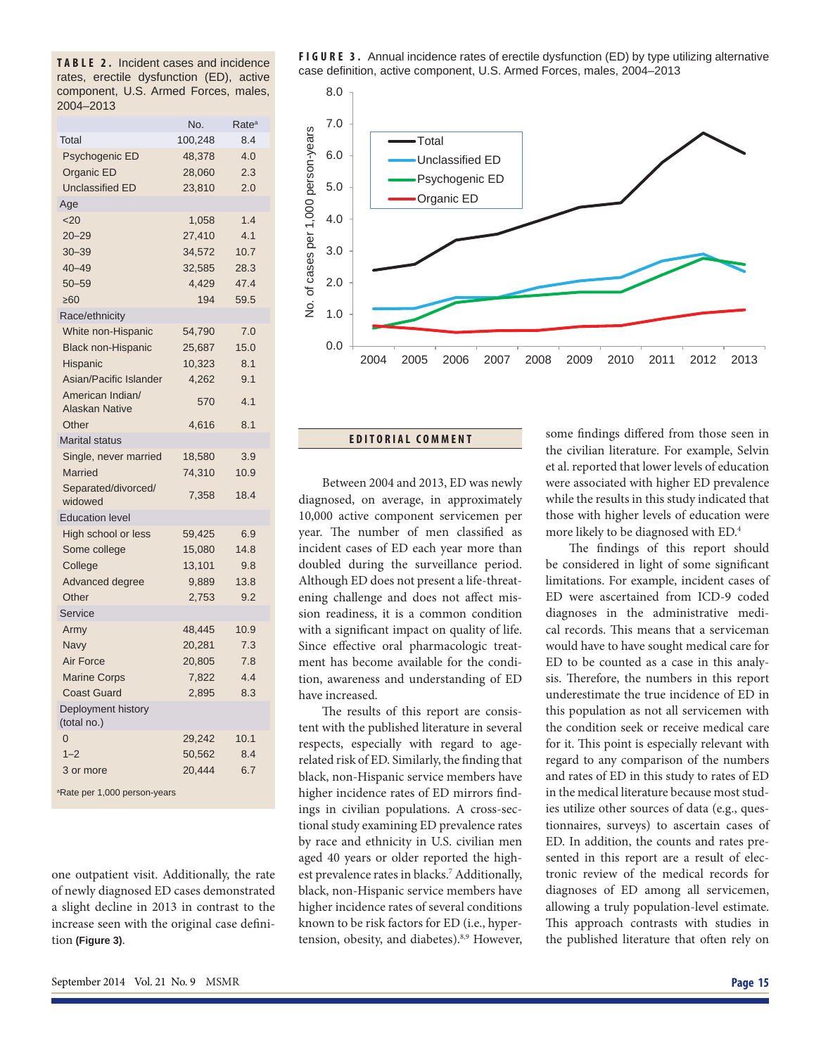**TABLE 2.** Incident cases and incidence rates, erectile dysfunction (ED), active component, U.S. Armed Forces, males, 2004–2013

| | No. | Rate[a] |
|---|---|---|
| Total | 100,248 | 8.4 |
| Psychogenic ED | 48,378 | 4.0 |
| Organic ED | 28,060 | 2.3 |
| Unclassified ED | 23,810 | 2.0 |
| **Age** | | |
| <20 | 1,058 | 1.4 |
| 20–29 | 27,410 | 4.1 |
| 30–39 | 34,572 | 10.7 |
| 40–49 | 32,585 | 28.3 |
| 50–59 | 4,429 | 47.4 |
| ≥60 | 194 | 59.5 |
| **Race/ethnicity** | | |
| White non-Hispanic | 54,790 | 7.0 |
| Black non-Hispanic | 25,687 | 15.0 |
| Hispanic | 10,323 | 8.1 |
| Asian/Pacific Islander | 4,262 | 9.1 |
| American Indian/ Alaskan Native | 570 | 4.1 |
| Other | 4,616 | 8.1 |
| **Marital status** | | |
| Single, never married | 18,580 | 3.9 |
| Married | 74,310 | 10.9 |
| Separated/divorced/ widowed | 7,358 | 18.4 |
| **Education level** | | |
| High school or less | 59,425 | 6.9 |
| Some college | 15,080 | 14.8 |
| College | 13,101 | 9.8 |
| Advanced degree | 9,889 | 13.8 |
| Other | 2,753 | 9.2 |
| **Service** | | |
| Army | 48,445 | 10.9 |
| Navy | 20,281 | 7.3 |
| Air Force | 20,805 | 7.8 |
| Marine Corps | 7,822 | 4.4 |
| Coast Guard | 2,895 | 8.3 |
| **Deployment history (total no.)** | | |
| 0 | 29,242 | 10.1 |
| 1–2 | 50,562 | 8.4 |
| 3 or more | 20,444 | 6.7 |

[a]Rate per 1,000 person-years

**FIGURE 3.** Annual incidence rates of erectile dysfunction (ED) by type utilizing alternative case definition, active component, U.S. Armed Forces, males, 2004–2013

one outpatient visit. Additionally, the rate of newly diagnosed ED cases demonstrated a slight decline in 2013 in contrast to the increase seen with the original case definition **(Figure 3)**.

## EDITORIAL COMMENT

Between 2004 and 2013, ED was newly diagnosed, on average, in approximately 10,000 active component servicemen per year. The number of men classified as incident cases of ED each year more than doubled during the surveillance period. Although ED does not present a life-threatening challenge and does not affect mission readiness, it is a common condition with a significant impact on quality of life. Since effective oral pharmacologic treatment has become available for the condition, awareness and understanding of ED have increased.

The results of this report are consistent with the published literature in several respects, especially with regard to age-related risk of ED. Similarly, the finding that black, non-Hispanic service members have higher incidence rates of ED mirrors findings in civilian populations. A cross-sectional study examining ED prevalence rates by race and ethnicity in U.S. civilian men aged 40 years or older reported the highest prevalence rates in blacks.[7] Additionally, black, non-Hispanic service members have higher incidence rates of several conditions known to be risk factors for ED (i.e., hypertension, obesity, and diabetes).[8,9] However, some findings differed from those seen in the civilian literature. For example, Selvin et al. reported that lower levels of education were associated with higher ED prevalence while the results in this study indicated that those with higher levels of education were more likely to be diagnosed with ED.[4]

The findings of this report should be considered in light of some significant limitations. For example, incident cases of ED were ascertained from ICD-9 coded diagnoses in the administrative medical records. This means that a serviceman would have to have sought medical care for ED to be counted as a case in this analysis. Therefore, the numbers in this report underestimate the true incidence of ED in this population as not all servicemen with the condition seek or receive medical care for it. This point is especially relevant with regard to any comparison of the numbers and rates of ED in this study to rates of ED in the medical literature because most studies utilize other sources of data (e.g., questionnaires, surveys) to ascertain cases of ED. In addition, the counts and rates presented in this report are a result of electronic review of the medical records for diagnoses of ED among all servicemen, allowing a truly population-level estimate. This approach contrasts with studies in the published literature that often rely on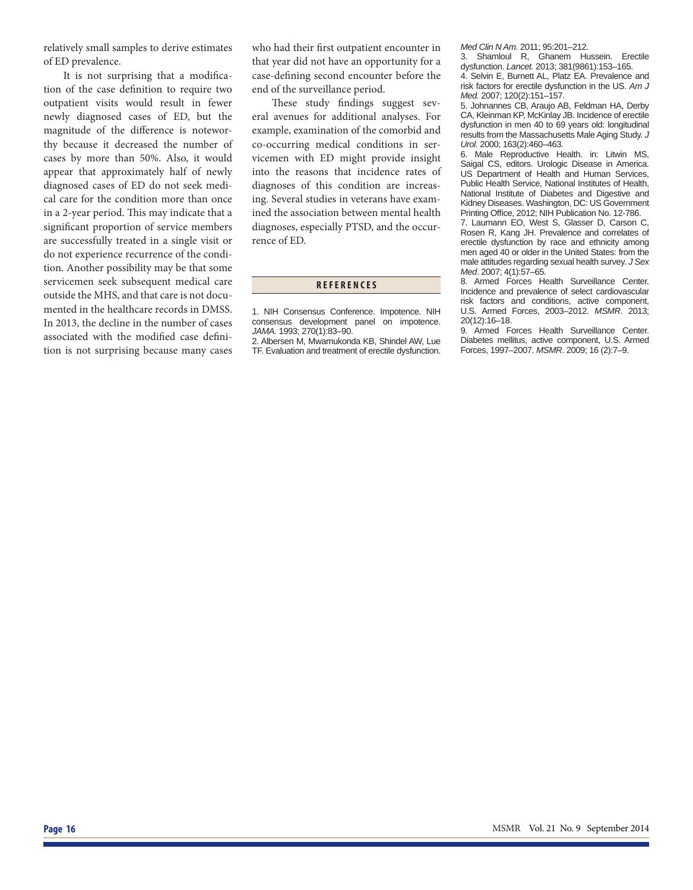relatively small samples to derive estimates of ED prevalence.

It is not surprising that a modification of the case definition to require two outpatient visits would result in fewer newly diagnosed cases of ED, but the magnitude of the difference is noteworthy because it decreased the number of cases by more than 50%. Also, it would appear that approximately half of newly diagnosed cases of ED do not seek medical care for the condition more than once in a 2-year period. This may indicate that a significant proportion of service members are successfully treated in a single visit or do not experience recurrence of the condition. Another possibility may be that some servicemen seek subsequent medical care outside the MHS, and that care is not documented in the healthcare records in DMSS. In 2013, the decline in the number of cases associated with the modified case definition is not surprising because many cases who had their first outpatient encounter in that year did not have an opportunity for a case-defining second encounter before the end of the surveillance period.

These study findings suggest several avenues for additional analyses. For example, examination of the comorbid and co-occurring medical conditions in servicemen with ED might provide insight into the reasons that incidence rates of diagnoses of this condition are increasing. Several studies in veterans have examined the association between mental health diagnoses, especially PTSD, and the occurrence of ED.

## REFERENCES

1. NIH Consensus Conference. Impotence. NIH consensus development panel on impotence. *JAMA.* 1993; 270(1):83–90.
2. Albersen M, Mwamukonda KB, Shindel AW, Lue TF. Evaluation and treatment of erectile dysfunction. *Med Clin N Am.* 2011; 95:201–212.
3. Shamloul R, Ghanem Hussein. Erectile dysfunction. *Lancet.* 2013; 381(9861):153–165.
4. Selvin E, Burnett AL, Platz EA. Prevalence and risk factors for erectile dysfunction in the US. *Am J Med.* 2007; 120(2):151–157.
5. Johannes CB, Araujo AB, Feldman HA, Derby CA, Kleinman KP, McKinlay JB. Incidence of erectile dysfunction in men 40 to 69 years old: longitudinal results from the Massachusetts Male Aging Study. *J Urol.* 2000; 163(2):460–463.
6. Male Reproductive Health. in: Litwin MS, Saigal CS, editors. Urologic Disease in America. US Department of Health and Human Services, Public Health Service, National Institutes of Health, National Institute of Diabetes and Digestive and Kidney Diseases. Washington, DC: US Government Printing Office, 2012; NIH Publication No. 12-786.
7. Laumann EO, West S, Glasser D, Carson C, Rosen R, Kang JH. Prevalence and correlates of erectile dysfunction by race and ethnicity among men aged 40 or older in the United States: from the male attitudes regarding sexual health survey. *J Sex Med*. 2007; 4(1):57–65.
8. Armed Forces Health Surveillance Center. Incidence and prevalence of select cardiovascular risk factors and conditions, active component, U.S. Armed Forces, 2003–2012. *MSMR*. 2013; 20(12):16–18.
9. Armed Forces Health Surveillance Center. Diabetes mellitus, active component, U.S. Armed Forces, 1997–2007. *MSMR*. 2009; 16 (2):7–9.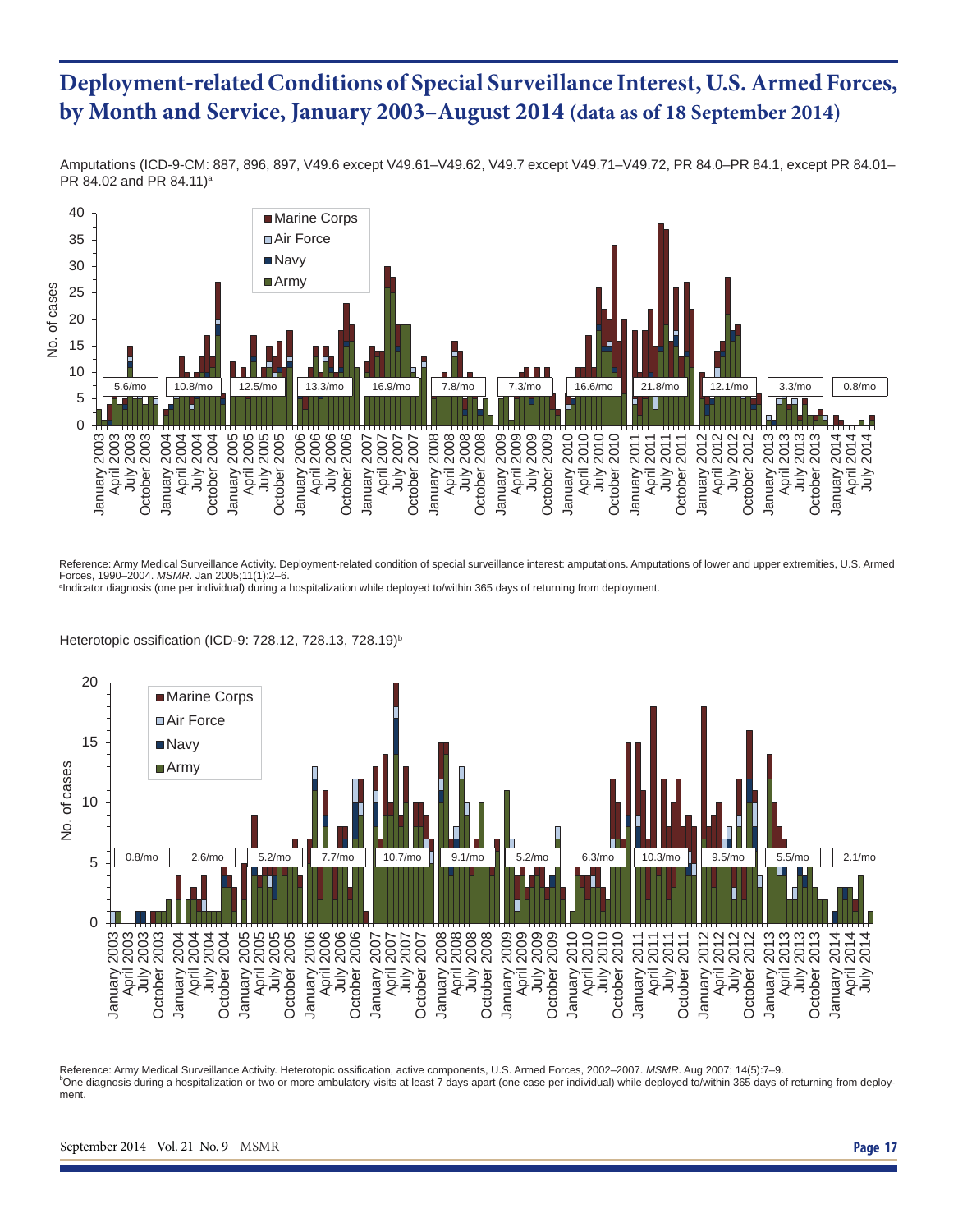# Deployment-related Conditions of Special Surveillance Interest, U.S. Armed Forces, by Month and Service, January 2003–August 2014 (data as of 18 September 2014)

Amputations (ICD-9-CM: 887, 896, 897, V49.6 except V49.61–V49.62, V49.7 except V49.71–V49.72, PR 84.0–PR 84.1, except PR 84.01–PR 84.02 and PR 84.11)[a]

Reference: Army Medical Surveillance Activity. Deployment-related condition of special surveillance interest: amputations. Amputations of lower and upper extremities, U.S. Armed Forces, 1990–2004. *MSMR*. Jan 2005;11(1):2–6.

[a]Indicator diagnosis (one per individual) during a hospitalization while deployed to/within 365 days of returning from deployment.

Heterotopic ossification (ICD-9: 728.12, 728.13, 728.19)[b]

Reference: Army Medical Surveillance Activity. Heterotopic ossification, active components, U.S. Armed Forces, 2002–2007. *MSMR*. Aug 2007; 14(5):7–9.

[b]One diagnosis during a hospitalization or two or more ambulatory visits at least 7 days apart (one case per individual) while deployed to/within 365 days of returning from deployment.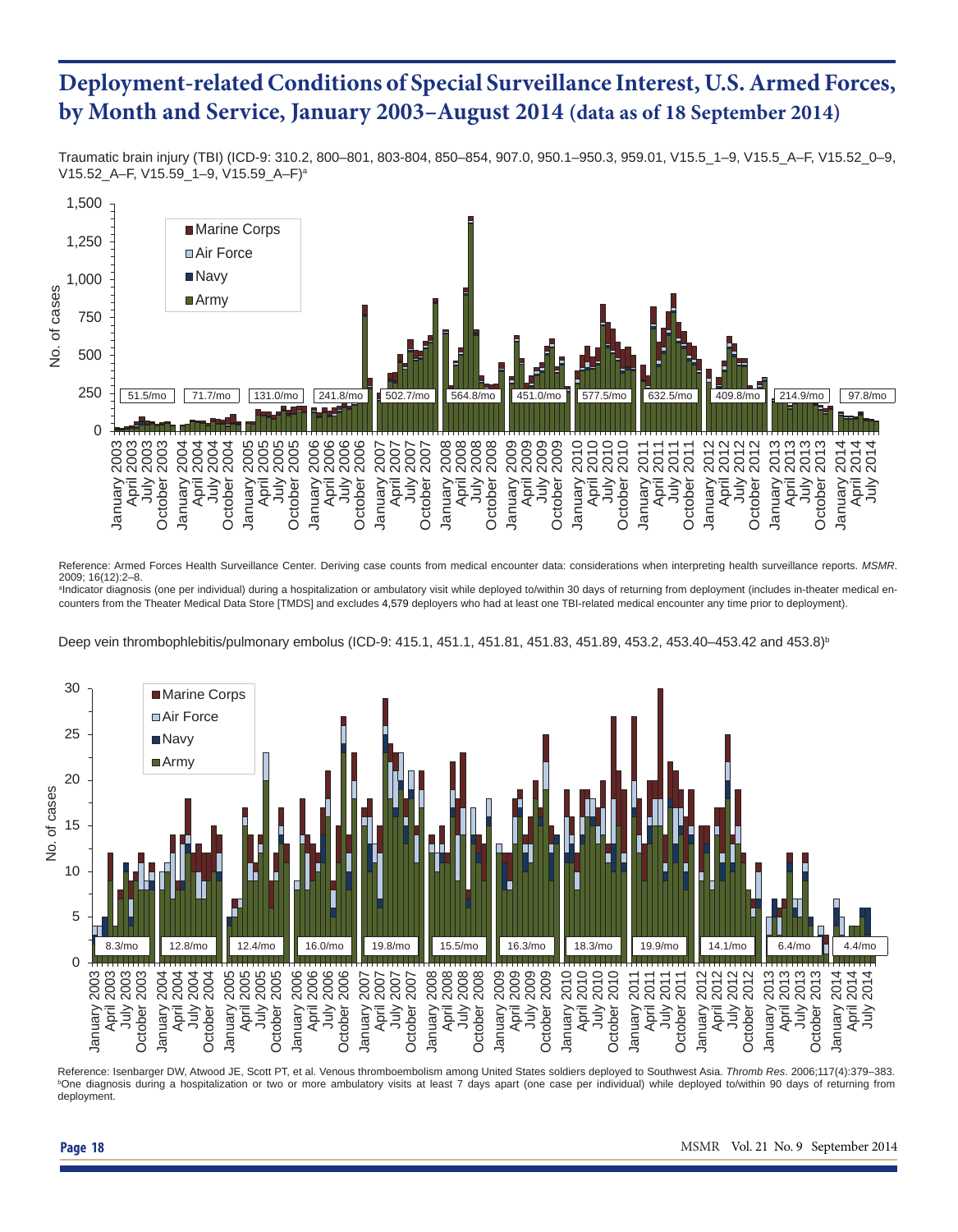# Deployment-related Conditions of Special Surveillance Interest, U.S. Armed Forces, by Month and Service, January 2003–August 2014 (data as of 18 September 2014)

Traumatic brain injury (TBI) (ICD-9: 310.2, 800–801, 803-804, 850–854, 907.0, 950.1–950.3, 959.01, V15.5_1–9, V15.5_A–F, V15.52_0–9, V15.52_A–F, V15.59_1–9, V15.59_A–F)[a]

Reference: Armed Forces Health Surveillance Center. Deriving case counts from medical encounter data: considerations when interpreting health surveillance reports. *MSMR*. 2009; 16(12):2–8.

[a]Indicator diagnosis (one per individual) during a hospitalization or ambulatory visit while deployed to/within 30 days of returning from deployment (includes in-theater medical encounters from the Theater Medical Data Store [TMDS] and excludes 4,579 deployers who had at least one TBI-related medical encounter any time prior to deployment).

Deep vein thrombophlebitis/pulmonary embolus (ICD-9: 415.1, 451.1, 451.81, 451.83, 451.89, 453.2, 453.40–453.42 and 453.8)[b]

Reference: Isenbarger DW, Atwood JE, Scott PT, et al. Venous thromboembolism among United States soldiers deployed to Southwest Asia. *Thromb Res*. 2006;117(4):379–383.

[b]One diagnosis during a hospitalization or two or more ambulatory visits at least 7 days apart (one case per individual) while deployed to/within 90 days of returning from deployment.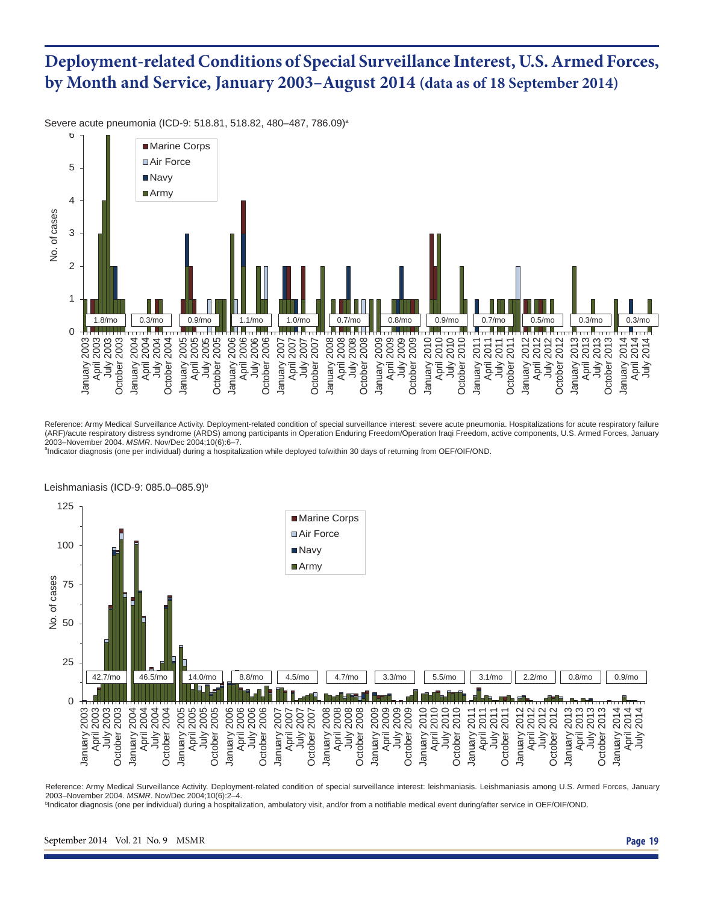# Deployment-related Conditions of Special Surveillance Interest, U.S. Armed Forces, by Month and Service, January 2003–August 2014 (data as of 18 September 2014)

Severe acute pneumonia (ICD-9: 518.81, 518.82, 480–487, 786.09)[a]

Reference: Army Medical Surveillance Activity. Deployment-related condition of special surveillance interest: severe acute pneumonia. Hospitalizations for acute respiratory failure (ARF)/acute respiratory distress syndrome (ARDS) among participants in Operation Enduring Freedom/Operation Iraqi Freedom, active components, U.S. Armed Forces, January 2003–November 2004. *MSMR*. Nov/Dec 2004;10(6):6–7.

[a]Indicator diagnosis (one per individual) during a hospitalization while deployed to/within 30 days of returning from OEF/OIF/OND.

Leishmaniasis (ICD-9: 085.0–085.9)[b]

Reference: Army Medical Surveillance Activity. Deployment-related condition of special surveillance interest: leishmaniasis. Leishmaniasis among U.S. Armed Forces, January 2003–November 2004. *MSMR*. Nov/Dec 2004;10(6):2–4.

[b]Indicator diagnosis (one per individual) during a hospitalization, ambulatory visit, and/or from a notifiable medical event during/after service in OEF/OIF/OND.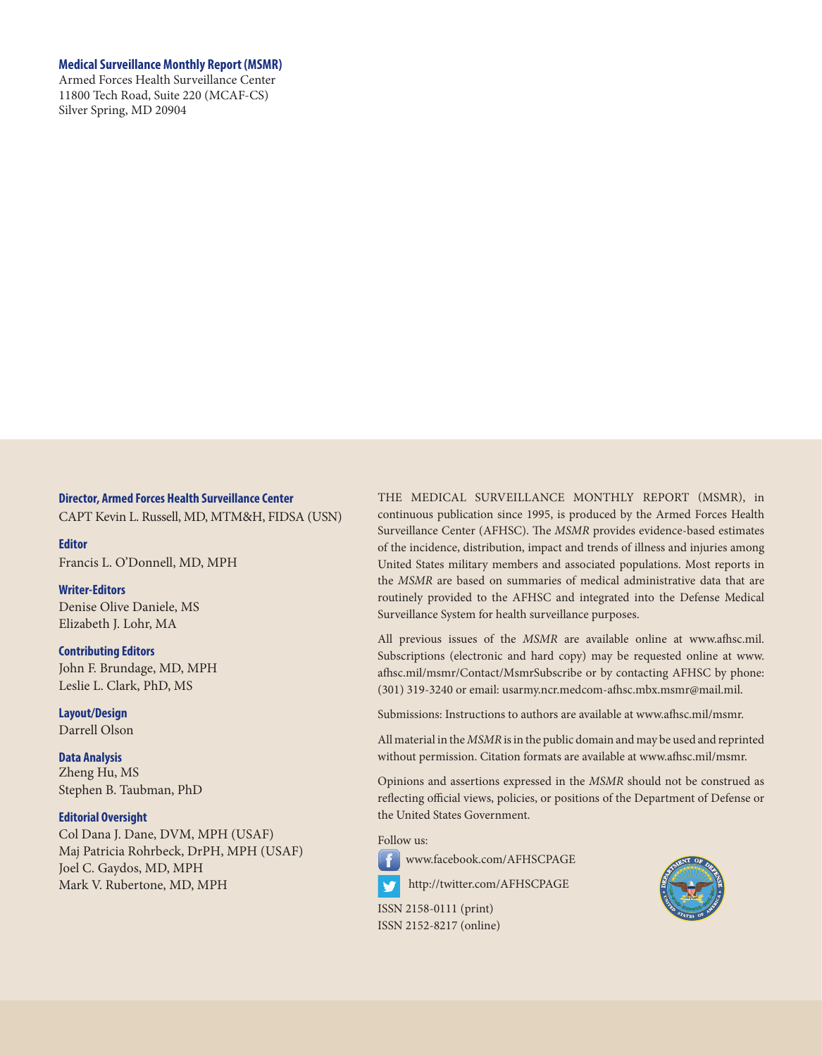**Medical Surveillance Monthly Report (MSMR)**
Armed Forces Health Surveillance Center
11800 Tech Road, Suite 220 (MCAF-CS)
Silver Spring, MD 20904

**Director, Armed Forces Health Surveillance Center**
CAPT Kevin L. Russell, MD, MTM&H, FIDSA (USN)

**Editor**
Francis L. O'Donnell, MD, MPH

**Writer-Editors**
Denise Olive Daniele, MS
Elizabeth J. Lohr, MA

**Contributing Editors**
John F. Brundage, MD, MPH
Leslie L. Clark, PhD, MS

**Layout/Design**
Darrell Olson

**Data Analysis**
Zheng Hu, MS
Stephen B. Taubman, PhD

**Editorial Oversight**
Col Dana J. Dane, DVM, MPH (USAF)
Maj Patricia Rohrbeck, DrPH, MPH (USAF)
Joel C. Gaydos, MD, MPH
Mark V. Rubertone, MD, MPH

THE MEDICAL SURVEILLANCE MONTHLY REPORT (MSMR), in continuous publication since 1995, is produced by the Armed Forces Health Surveillance Center (AFHSC). The *MSMR* provides evidence-based estimates of the incidence, distribution, impact and trends of illness and injuries among United States military members and associated populations. Most reports in the *MSMR* are based on summaries of medical administrative data that are routinely provided to the AFHSC and integrated into the Defense Medical Surveillance System for health surveillance purposes.

All previous issues of the *MSMR* are available online at www.afhsc.mil. Subscriptions (electronic and hard copy) may be requested online at www.afhsc.mil/msmr/Contact/MsmrSubscribe or by contacting AFHSC by phone: (301) 319-3240 or email: usarmy.ncr.medcom-afhsc.mbx.msmr@mail.mil.

Submissions: Instructions to authors are available at www.afhsc.mil/msmr.

All material in the *MSMR* is in the public domain and may be used and reprinted without permission. Citation formats are available at www.afhsc.mil/msmr.

Opinions and assertions expressed in the *MSMR* should not be construed as reflecting official views, policies, or positions of the Department of Defense or the United States Government.

Follow us:

www.facebook.com/AFHSCPAGE

http://twitter.com/AFHSCPAGE

ISSN 2158-0111 (print)
ISSN 2152-8217 (online)